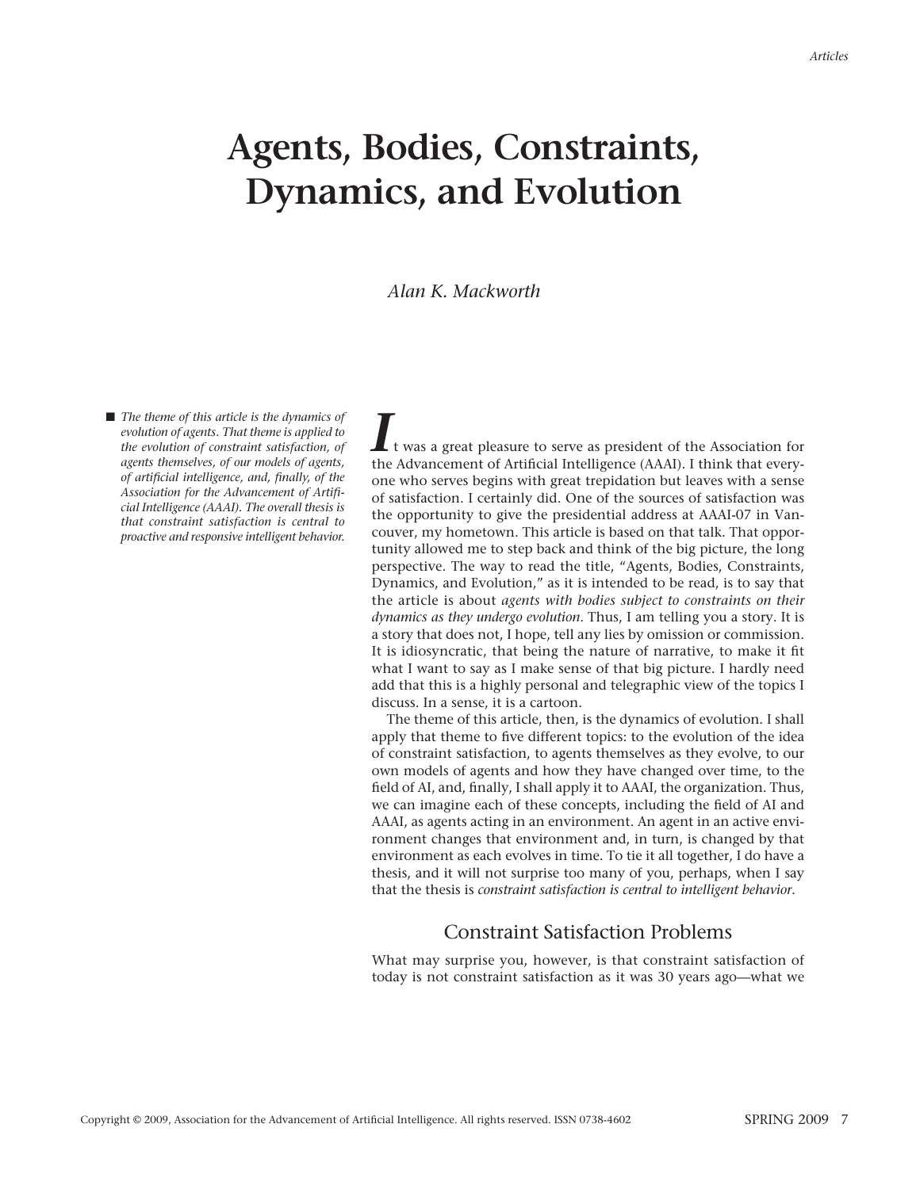# Agents, Bodies, Constraints, Dynamics, and Evolution

*Alan K. Mackworth*

■ *The theme of this article is the dynamics of evolution of agents. That theme is applied to the evolution of constraint satisfaction, of agents themselves, of our models of agents, of artificial intelligence, and, finally, of the Association for the Advancement of Artificial Intelligence (AAAI). The overall thesis is that constraint satisfaction is central to proactive and responsive intelligent behavior.*

It was a great pleasure to serve as president of the Association for the Advancement of Artificial Intelligence (AAAI). I think that everyone who serves begins with great trepidation but leaves with a sense of satisfaction. I certainly did. One of the sources of satisfaction was the opportunity to give the presidential address at AAAI-07 in Vancouver, my hometown. This article is based on that talk. That opportunity allowed me to step back and think of the big picture, the long perspective. The way to read the title, "Agents, Bodies, Constraints, Dynamics, and Evolution," as it is intended to be read, is to say that the article is about *agents with bodies subject to constraints on their dynamics as they undergo evolution*. Thus, I am telling you a story. It is a story that does not, I hope, tell any lies by omission or commission. It is idiosyncratic, that being the nature of narrative, to make it fit what I want to say as I make sense of that big picture. I hardly need add that this is a highly personal and telegraphic view of the topics I discuss. In a sense, it is a cartoon.

The theme of this article, then, is the dynamics of evolution. I shall apply that theme to five different topics: to the evolution of the idea of constraint satisfaction, to agents themselves as they evolve, to our own models of agents and how they have changed over time, to the field of AI, and, finally, I shall apply it to AAAI, the organization. Thus, we can imagine each of these concepts, including the field of AI and AAAI, as agents acting in an environment. An agent in an active environment changes that environment and, in turn, is changed by that environment as each evolves in time. To tie it all together, I do have a thesis, and it will not surprise too many of you, perhaps, when I say that the thesis is *constraint satisfaction is central to intelligent behavior*.

## Constraint Satisfaction Problems

What may surprise you, however, is that constraint satisfaction of today is not constraint satisfaction as it was 30 years ago—what we

Copyright © 2009, Association for the Advancement of Artificial Intelligence. All rights reserved. ISSN 0738-4602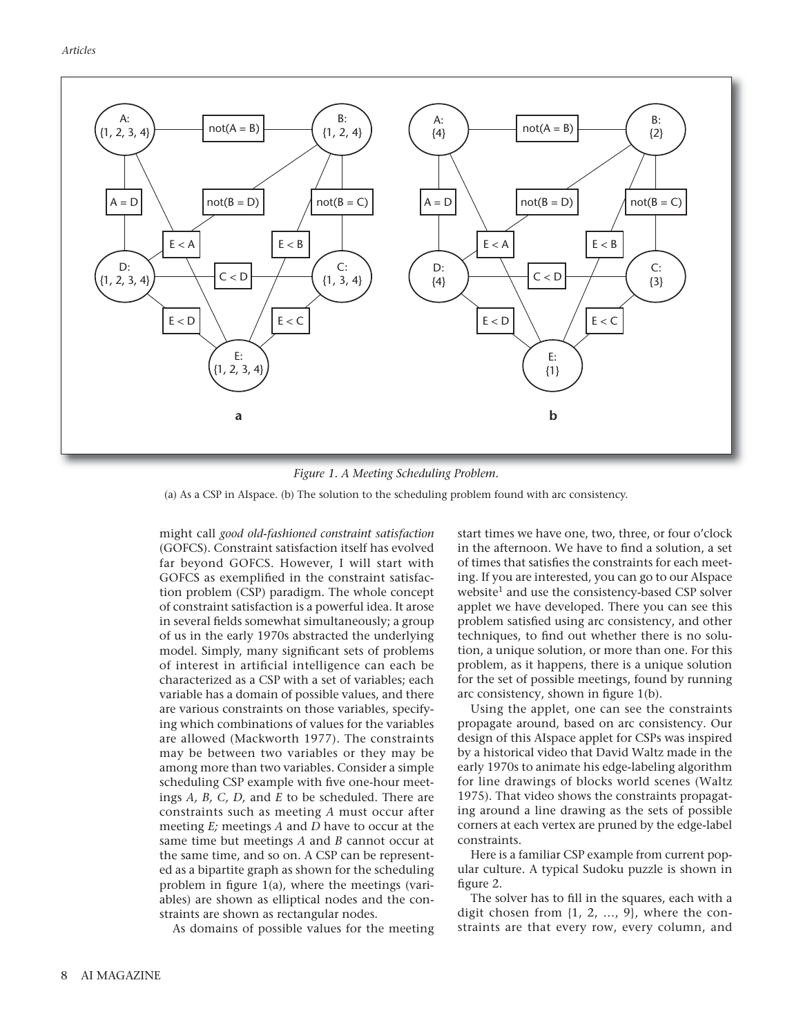*Figure 1. A Meeting Scheduling Problem.*

(a) As a CSP in AIspace. (b) The solution to the scheduling problem found with arc consistency.

might call *good old-fashioned constraint satisfaction* (GOFCS). Constraint satisfaction itself has evolved far beyond GOFCS. However, I will start with GOFCS as exemplified in the constraint satisfaction problem (CSP) paradigm. The whole concept of constraint satisfaction is a powerful idea. It arose in several fields somewhat simultaneously; a group of us in the early 1970s abstracted the underlying model. Simply, many significant sets of problems of interest in artificial intelligence can each be characterized as a CSP with a set of variables; each variable has a domain of possible values, and there are various constraints on those variables, specifying which combinations of values for the variables are allowed (Mackworth 1977). The constraints may be between two variables or they may be among more than two variables. Consider a simple scheduling CSP example with five one-hour meetings *A, B, C, D,* and *E* to be scheduled. There are constraints such as meeting *A* must occur after meeting *E;* meetings *A* and *D* have to occur at the same time but meetings *A* and *B* cannot occur at the same time, and so on. A CSP can be represented as a bipartite graph as shown for the scheduling problem in figure 1(a), where the meetings (variables) are shown as elliptical nodes and the constraints are shown as rectangular nodes.

As domains of possible values for the meeting start times we have one, two, three, or four o'clock in the afternoon. We have to find a solution, a set of times that satisfies the constraints for each meeting. If you are interested, you can go to our AIspace website[1] and use the consistency-based CSP solver applet we have developed. There you can see this problem satisfied using arc consistency, and other techniques, to find out whether there is no solution, a unique solution, or more than one. For this problem, as it happens, there is a unique solution for the set of possible meetings, found by running arc consistency, shown in figure 1(b).

Using the applet, one can see the constraints propagate around, based on arc consistency. Our design of this AIspace applet for CSPs was inspired by a historical video that David Waltz made in the early 1970s to animate his edge-labeling algorithm for line drawings of blocks world scenes (Waltz 1975). That video shows the constraints propagating around a line drawing as the sets of possible corners at each vertex are pruned by the edge-label constraints.

Here is a familiar CSP example from current popular culture. A typical Sudoku puzzle is shown in figure 2.

The solver has to fill in the squares, each with a digit chosen from {1, 2, …, 9}, where the constraints are that every row, every column, and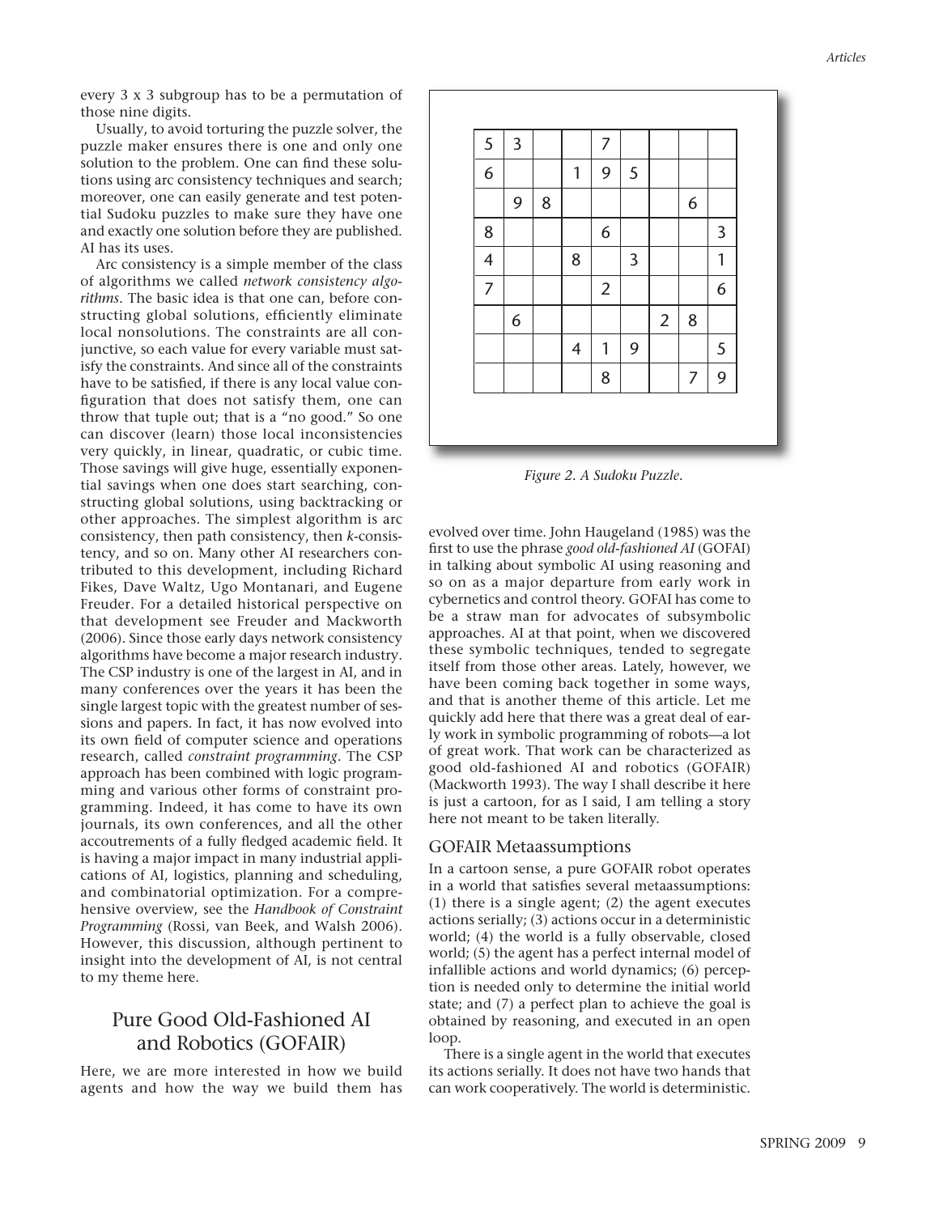every 3 x 3 subgroup has to be a permutation of those nine digits.

Usually, to avoid torturing the puzzle solver, the puzzle maker ensures there is one and only one solution to the problem. One can find these solutions using arc consistency techniques and search; moreover, one can easily generate and test potential Sudoku puzzles to make sure they have one and exactly one solution before they are published. AI has its uses.

Arc consistency is a simple member of the class of algorithms we called *network consistency algorithms*. The basic idea is that one can, before constructing global solutions, efficiently eliminate local nonsolutions. The constraints are all conjunctive, so each value for every variable must satisfy the constraints. And since all of the constraints have to be satisfied, if there is any local value configuration that does not satisfy them, one can throw that tuple out; that is a "no good." So one can discover (learn) those local inconsistencies very quickly, in linear, quadratic, or cubic time. Those savings will give huge, essentially exponential savings when one does start searching, constructing global solutions, using backtracking or other approaches. The simplest algorithm is arc consistency, then path consistency, then *k*-consistency, and so on. Many other AI researchers contributed to this development, including Richard Fikes, Dave Waltz, Ugo Montanari, and Eugene Freuder. For a detailed historical perspective on that development see Freuder and Mackworth (2006). Since those early days network consistency algorithms have become a major research industry. The CSP industry is one of the largest in AI, and in many conferences over the years it has been the single largest topic with the greatest number of sessions and papers. In fact, it has now evolved into its own field of computer science and operations research, called *constraint programming*. The CSP approach has been combined with logic programming and various other forms of constraint programming. Indeed, it has come to have its own journals, its own conferences, and all the other accoutrements of a fully fledged academic field. It is having a major impact in many industrial applications of AI, logistics, planning and scheduling, and combinatorial optimization. For a comprehensive overview, see the *Handbook of Constraint Programming* (Rossi, van Beek, and Walsh 2006). However, this discussion, although pertinent to insight into the development of AI, is not central to my theme here.

| | | | | | | | | |
|---|---|---|---|---|---|---|---|---|
| 5 | 3 | | | 7 | | | | |
| 6 | | | 1 | 9 | 5 | | | |
| | 9 | 8 | | | | | 6 | |
| 8 | | | | 6 | | | | 3 |
| 4 | | | 8 | | 3 | | | 1 |
| 7 | | | | 2 | | | | 6 |
| | 6 | | | | | 2 | 8 | |
| | | | 4 | 1 | 9 | | | 5 |
| | | | | 8 | | | 7 | 9 |

*Figure 2. A Sudoku Puzzle.*

## Pure Good Old-Fashioned AI and Robotics (GOFAIR)

Here, we are more interested in how we build agents and how the way we build them has evolved over time. John Haugeland (1985) was the first to use the phrase *good old-fashioned AI* (GOFAI) in talking about symbolic AI using reasoning and so on as a major departure from early work in cybernetics and control theory. GOFAI has come to be a straw man for advocates of subsymbolic approaches. AI at that point, when we discovered these symbolic techniques, tended to segregate itself from those other areas. Lately, however, we have been coming back together in some ways, and that is another theme of this article. Let me quickly add here that there was a great deal of early work in symbolic programming of robots—a lot of great work. That work can be characterized as good old-fashioned AI and robotics (GOFAIR) (Mackworth 1993). The way I shall describe it here is just a cartoon, for as I said, I am telling a story here not meant to be taken literally.

### GOFAIR Metaassumptions

In a cartoon sense, a pure GOFAIR robot operates in a world that satisfies several metaassumptions: (1) there is a single agent; (2) the agent executes actions serially; (3) actions occur in a deterministic world; (4) the world is a fully observable, closed world; (5) the agent has a perfect internal model of infallible actions and world dynamics; (6) perception is needed only to determine the initial world state; and (7) a perfect plan to achieve the goal is obtained by reasoning, and executed in an open loop.

There is a single agent in the world that executes its actions serially. It does not have two hands that can work cooperatively. The world is deterministic.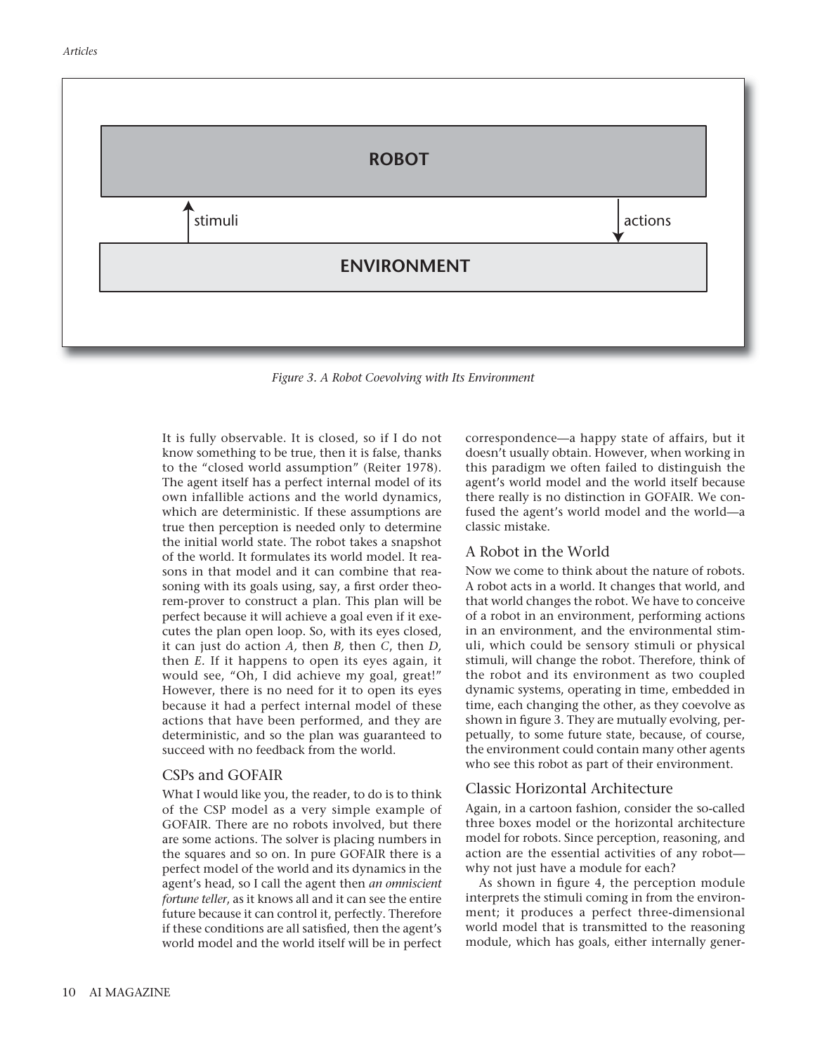ROBOT

stimuli

actions

ENVIRONMENT

*Figure 3. A Robot Coevolving with Its Environment*

It is fully observable. It is closed, so if I do not know something to be true, then it is false, thanks to the "closed world assumption" (Reiter 1978). The agent itself has a perfect internal model of its own infallible actions and the world dynamics, which are deterministic. If these assumptions are true then perception is needed only to determine the initial world state. The robot takes a snapshot of the world. It formulates its world model. It reasons in that model and it can combine that reasoning with its goals using, say, a first order theorem-prover to construct a plan. This plan will be perfect because it will achieve a goal even if it executes the plan open loop. So, with its eyes closed, it can just do action *A,* then *B,* then *C*, then *D,* then *E*. If it happens to open its eyes again, it would see, "Oh, I did achieve my goal, great!" However, there is no need for it to open its eyes because it had a perfect internal model of these actions that have been performed, and they are deterministic, and so the plan was guaranteed to succeed with no feedback from the world.

## CSPs and GOFAIR

What I would like you, the reader, to do is to think of the CSP model as a very simple example of GOFAIR. There are no robots involved, but there are some actions. The solver is placing numbers in the squares and so on. In pure GOFAIR there is a perfect model of the world and its dynamics in the agent's head, so I call the agent then *an omniscient fortune teller*, as it knows all and it can see the entire future because it can control it, perfectly. Therefore if these conditions are all satisfied, then the agent's world model and the world itself will be in perfect correspondence—a happy state of affairs, but it doesn't usually obtain. However, when working in this paradigm we often failed to distinguish the agent's world model and the world itself because there really is no distinction in GOFAIR. We confused the agent's world model and the world—a classic mistake.

## A Robot in the World

Now we come to think about the nature of robots. A robot acts in a world. It changes that world, and that world changes the robot. We have to conceive of a robot in an environment, performing actions in an environment, and the environmental stimuli, which could be sensory stimuli or physical stimuli, will change the robot. Therefore, think of the robot and its environment as two coupled dynamic systems, operating in time, embedded in time, each changing the other, as they coevolve as shown in figure 3. They are mutually evolving, perpetually, to some future state, because, of course, the environment could contain many other agents who see this robot as part of their environment.

## Classic Horizontal Architecture

Again, in a cartoon fashion, consider the so-called three boxes model or the horizontal architecture model for robots. Since perception, reasoning, and action are the essential activities of any robot—why not just have a module for each?

As shown in figure 4, the perception module interprets the stimuli coming in from the environment; it produces a perfect three-dimensional world model that is transmitted to the reasoning module, which has goals, either internally gener-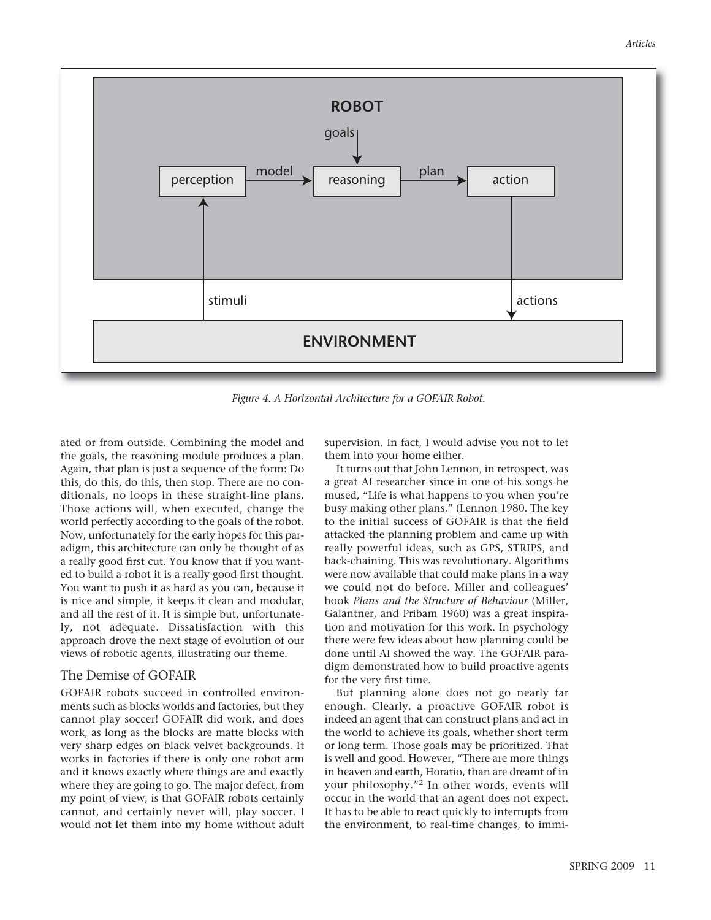Figure 4. A Horizontal Architecture for a GOFAIR Robot.

ated or from outside. Combining the model and the goals, the reasoning module produces a plan. Again, that plan is just a sequence of the form: Do this, do this, do this, then stop. There are no conditionals, no loops in these straight-line plans. Those actions will, when executed, change the world perfectly according to the goals of the robot. Now, unfortunately for the early hopes for this paradigm, this architecture can only be thought of as a really good first cut. You know that if you wanted to build a robot it is a really good first thought. You want to push it as hard as you can, because it is nice and simple, it keeps it clean and modular, and all the rest of it. It is simple but, unfortunately, not adequate. Dissatisfaction with this approach drove the next stage of evolution of our views of robotic agents, illustrating our theme.

## The Demise of GOFAIR

GOFAIR robots succeed in controlled environments such as blocks worlds and factories, but they cannot play soccer! GOFAIR did work, and does work, as long as the blocks are matte blocks with very sharp edges on black velvet backgrounds. It works in factories if there is only one robot arm and it knows exactly where things are and exactly where they are going to go. The major defect, from my point of view, is that GOFAIR robots certainly cannot, and certainly never will, play soccer. I would not let them into my home without adult supervision. In fact, I would advise you not to let them into your home either.

It turns out that John Lennon, in retrospect, was a great AI researcher since in one of his songs he mused, "Life is what happens to you when you're busy making other plans." (Lennon 1980. The key to the initial success of GOFAIR is that the field attacked the planning problem and came up with really powerful ideas, such as GPS, STRIPS, and back-chaining. This was revolutionary. Algorithms were now available that could make plans in a way we could not do before. Miller and colleagues' book *Plans and the Structure of Behaviour* (Miller, Galantner, and Pribam 1960) was a great inspiration and motivation for this work. In psychology there were few ideas about how planning could be done until AI showed the way. The GOFAIR paradigm demonstrated how to build proactive agents for the very first time.

But planning alone does not go nearly far enough. Clearly, a proactive GOFAIR robot is indeed an agent that can construct plans and act in the world to achieve its goals, whether short term or long term. Those goals may be prioritized. That is well and good. However, "There are more things in heaven and earth, Horatio, than are dreamt of in your philosophy."[2] In other words, events will occur in the world that an agent does not expect. It has to be able to react quickly to interrupts from the environment, to real-time changes, to immi-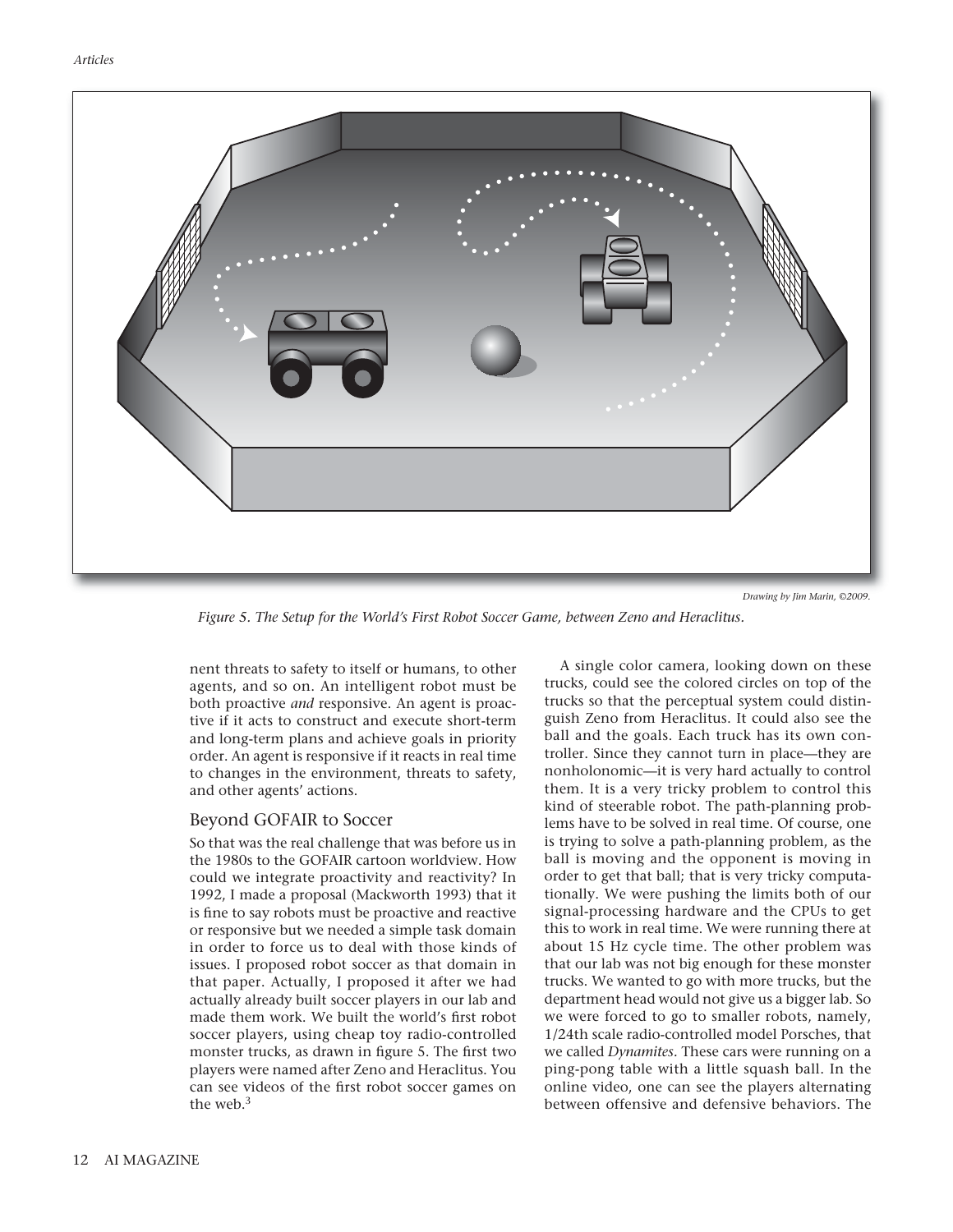Drawing by Jim Marin, ©2009.

*Figure 5. The Setup for the World's First Robot Soccer Game, between Zeno and Heraclitus.*

nent threats to safety to itself or humans, to other agents, and so on. An intelligent robot must be both proactive *and* responsive. An agent is proactive if it acts to construct and execute short-term and long-term plans and achieve goals in priority order. An agent is responsive if it reacts in real time to changes in the environment, threats to safety, and other agents' actions.

## Beyond GOFAIR to Soccer

So that was the real challenge that was before us in the 1980s to the GOFAIR cartoon worldview. How could we integrate proactivity and reactivity? In 1992, I made a proposal (Mackworth 1993) that it is fine to say robots must be proactive and reactive or responsive but we needed a simple task domain in order to force us to deal with those kinds of issues. I proposed robot soccer as that domain in that paper. Actually, I proposed it after we had actually already built soccer players in our lab and made them work. We built the world's first robot soccer players, using cheap toy radio-controlled monster trucks, as drawn in figure 5. The first two players were named after Zeno and Heraclitus. You can see videos of the first robot soccer games on the web.[3]

A single color camera, looking down on these trucks, could see the colored circles on top of the trucks so that the perceptual system could distinguish Zeno from Heraclitus. It could also see the ball and the goals. Each truck has its own controller. Since they cannot turn in place—they are nonholonomic—it is very hard actually to control them. It is a very tricky problem to control this kind of steerable robot. The path-planning problems have to be solved in real time. Of course, one is trying to solve a path-planning problem, as the ball is moving and the opponent is moving in order to get that ball; that is very tricky computationally. We were pushing the limits both of our signal-processing hardware and the CPUs to get this to work in real time. We were running there at about 15 Hz cycle time. The other problem was that our lab was not big enough for these monster trucks. We wanted to go with more trucks, but the department head would not give us a bigger lab. So we were forced to go to smaller robots, namely, 1/24th scale radio-controlled model Porsches, that we called *Dynamites*. These cars were running on a ping-pong table with a little squash ball. In the online video, one can see the players alternating between offensive and defensive behaviors. The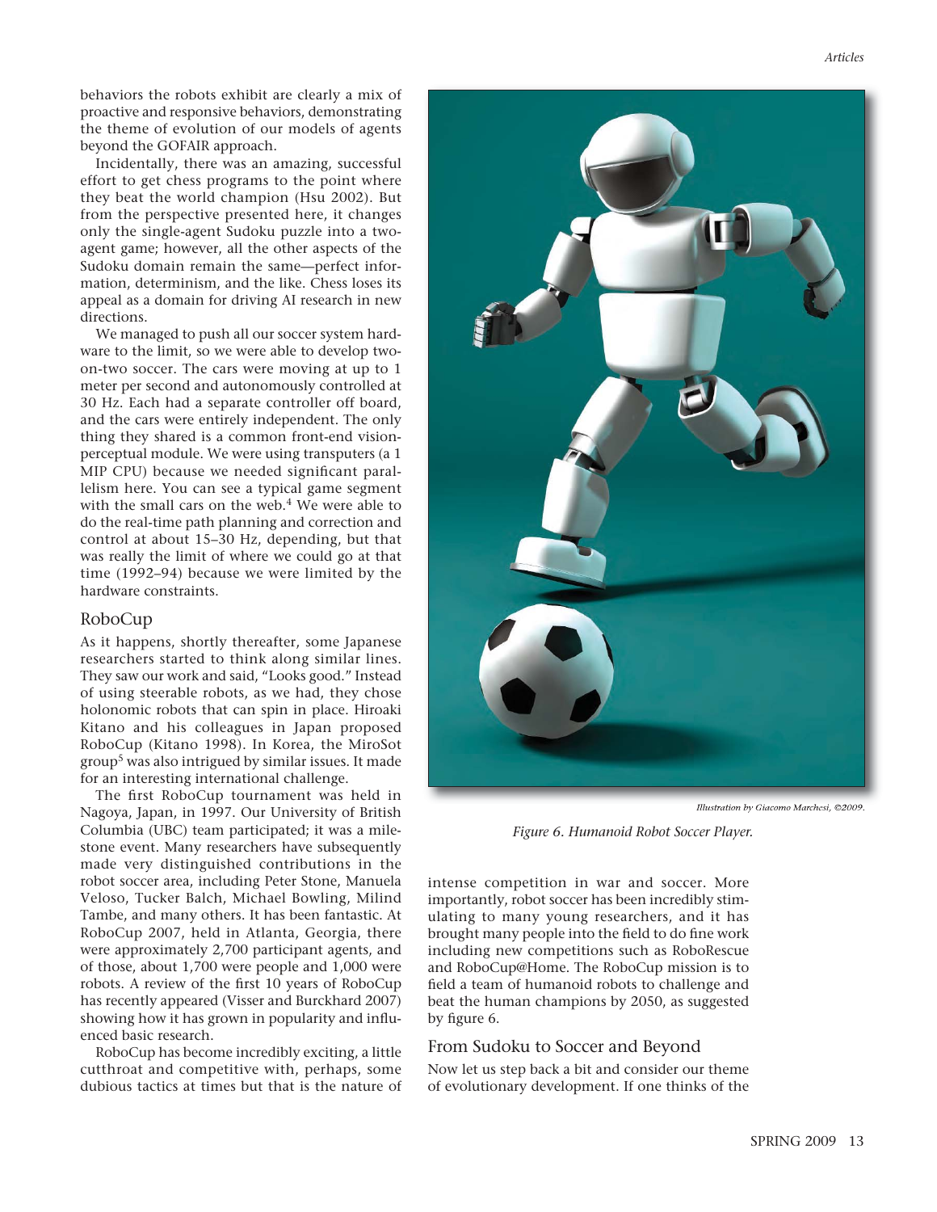behaviors the robots exhibit are clearly a mix of proactive and responsive behaviors, demonstrating the theme of evolution of our models of agents beyond the GOFAIR approach.

Incidentally, there was an amazing, successful effort to get chess programs to the point where they beat the world champion (Hsu 2002). But from the perspective presented here, it changes only the single-agent Sudoku puzzle into a two-agent game; however, all the other aspects of the Sudoku domain remain the same—perfect information, determinism, and the like. Chess loses its appeal as a domain for driving AI research in new directions.

We managed to push all our soccer system hardware to the limit, so we were able to develop two-on-two soccer. The cars were moving at up to 1 meter per second and autonomously controlled at 30 Hz. Each had a separate controller off board, and the cars were entirely independent. The only thing they shared is a common front-end vision-perceptual module. We were using transputers (a 1 MIP CPU) because we needed significant parallelism here. You can see a typical game segment with the small cars on the web.[4] We were able to do the real-time path planning and correction and control at about 15–30 Hz, depending, but that was really the limit of where we could go at that time (1992–94) because we were limited by the hardware constraints.

## RoboCup

As it happens, shortly thereafter, some Japanese researchers started to think along similar lines. They saw our work and said, "Looks good." Instead of using steerable robots, as we had, they chose holonomic robots that can spin in place. Hiroaki Kitano and his colleagues in Japan proposed RoboCup (Kitano 1998). In Korea, the MiroSot group[5] was also intrigued by similar issues. It made for an interesting international challenge.

The first RoboCup tournament was held in Nagoya, Japan, in 1997. Our University of British Columbia (UBC) team participated; it was a milestone event. Many researchers have subsequently made very distinguished contributions in the robot soccer area, including Peter Stone, Manuela Veloso, Tucker Balch, Michael Bowling, Milind Tambe, and many others. It has been fantastic. At RoboCup 2007, held in Atlanta, Georgia, there were approximately 2,700 participant agents, and of those, about 1,700 were people and 1,000 were robots. A review of the first 10 years of RoboCup has recently appeared (Visser and Burckhard 2007) showing how it has grown in popularity and influenced basic research.

RoboCup has become incredibly exciting, a little cutthroat and competitive with, perhaps, some dubious tactics at times but that is the nature of intense competition in war and soccer. More importantly, robot soccer has been incredibly stimulating to many young researchers, and it has brought many people into the field to do fine work including new competitions such as RoboRescue and RoboCup@Home. The RoboCup mission is to field a team of humanoid robots to challenge and beat the human champions by 2050, as suggested by figure 6.

*Illustration by Giacomo Marchesi, ©2009.*

*Figure 6. Humanoid Robot Soccer Player.*

## From Sudoku to Soccer and Beyond

Now let us step back a bit and consider our theme of evolutionary development. If one thinks of the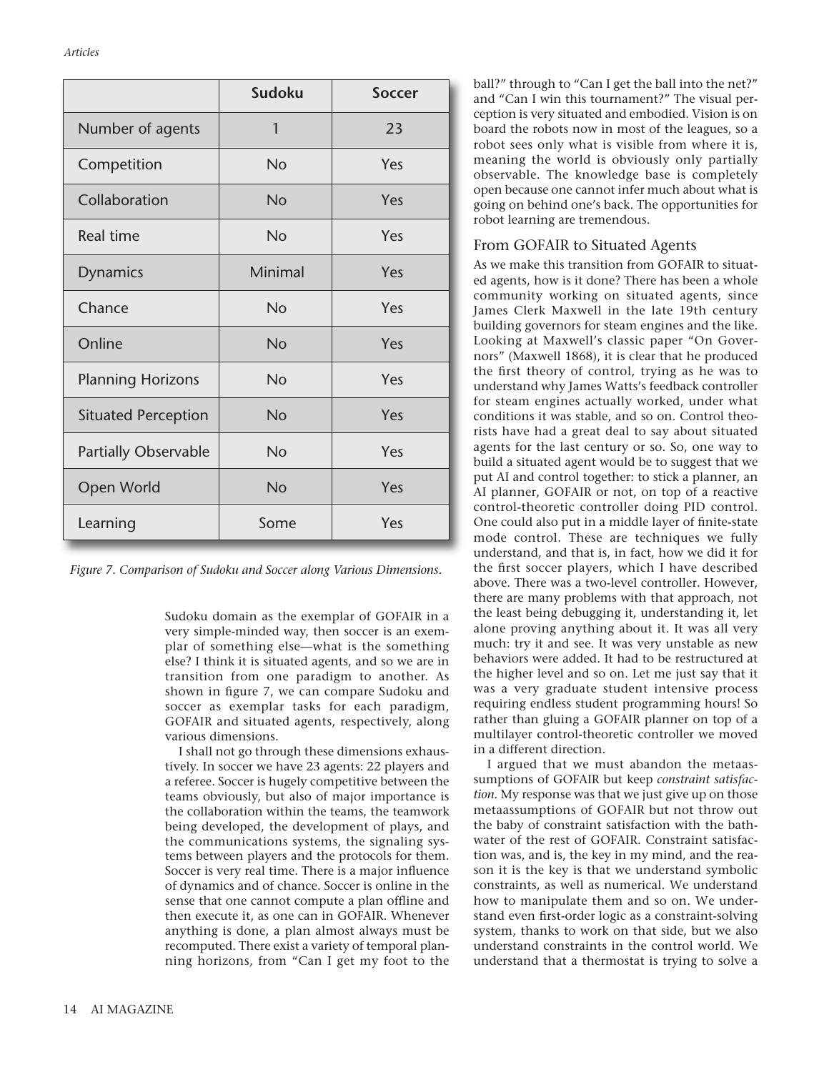| | Sudoku | Soccer |
|---|---|---|
| Number of agents | 1 | 23 |
| Competition | No | Yes |
| Collaboration | No | Yes |
| Real time | No | Yes |
| Dynamics | Minimal | Yes |
| Chance | No | Yes |
| Online | No | Yes |
| Planning Horizons | No | Yes |
| Situated Perception | No | Yes |
| Partially Observable | No | Yes |
| Open World | No | Yes |
| Learning | Some | Yes |

*Figure 7. Comparison of Sudoku and Soccer along Various Dimensions.*

Sudoku domain as the exemplar of GOFAIR in a very simple-minded way, then soccer is an exemplar of something else—what is the something else? I think it is situated agents, and so we are in transition from one paradigm to another. As shown in figure 7, we can compare Sudoku and soccer as exemplar tasks for each paradigm, GOFAIR and situated agents, respectively, along various dimensions.

I shall not go through these dimensions exhaustively. In soccer we have 23 agents: 22 players and a referee. Soccer is hugely competitive between the teams obviously, but also of major importance is the collaboration within the teams, the teamwork being developed, the development of plays, and the communications systems, the signaling systems between players and the protocols for them. Soccer is very real time. There is a major influence of dynamics and of chance. Soccer is online in the sense that one cannot compute a plan offline and then execute it, as one can in GOFAIR. Whenever anything is done, a plan almost always must be recomputed. There exist a variety of temporal planning horizons, from "Can I get my foot to the ball?" through to "Can I get the ball into the net?" and "Can I win this tournament?" The visual perception is very situated and embodied. Vision is on board the robots now in most of the leagues, so a robot sees only what is visible from where it is, meaning the world is obviously only partially observable. The knowledge base is completely open because one cannot infer much about what is going on behind one's back. The opportunities for robot learning are tremendous.

## From GOFAIR to Situated Agents

As we make this transition from GOFAIR to situated agents, how is it done? There has been a whole community working on situated agents, since James Clerk Maxwell in the late 19th century building governors for steam engines and the like. Looking at Maxwell's classic paper "On Governors" (Maxwell 1868), it is clear that he produced the first theory of control, trying as he was to understand why James Watts's feedback controller for steam engines actually worked, under what conditions it was stable, and so on. Control theorists have had a great deal to say about situated agents for the last century or so. So, one way to build a situated agent would be to suggest that we put AI and control together: to stick a planner, an AI planner, GOFAIR or not, on top of a reactive control-theoretic controller doing PID control. One could also put in a middle layer of finite-state mode control. These are techniques we fully understand, and that is, in fact, how we did it for the first soccer players, which I have described above. There was a two-level controller. However, there are many problems with that approach, not the least being debugging it, understanding it, let alone proving anything about it. It was all very much: try it and see. It was very unstable as new behaviors were added. It had to be restructured at the higher level and so on. Let me just say that it was a very graduate student intensive process requiring endless student programming hours! So rather than gluing a GOFAIR planner on top of a multilayer control-theoretic controller we moved in a different direction.

I argued that we must abandon the metaassumptions of GOFAIR but keep *constraint satisfaction*. My response was that we just give up on those metaassumptions of GOFAIR but not throw out the baby of constraint satisfaction with the bathwater of the rest of GOFAIR. Constraint satisfaction was, and is, the key in my mind, and the reason it is the key is that we understand symbolic constraints, as well as numerical. We understand how to manipulate them and so on. We understand even first-order logic as a constraint-solving system, thanks to work on that side, but we also understand constraints in the control world. We understand that a thermostat is trying to solve a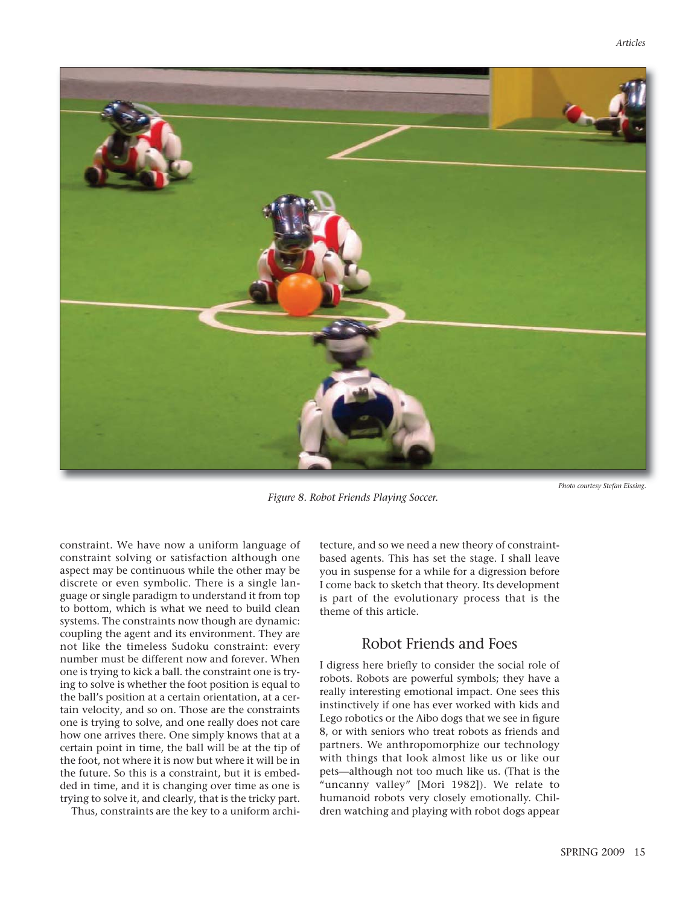Figure 8. Robot Friends Playing Soccer.

Photo courtesy Stefan Eissing.

constraint. We have now a uniform language of constraint solving or satisfaction although one aspect may be continuous while the other may be discrete or even symbolic. There is a single language or single paradigm to understand it from top to bottom, which is what we need to build clean systems. The constraints now though are dynamic: coupling the agent and its environment. They are not like the timeless Sudoku constraint: every number must be different now and forever. When one is trying to kick a ball. the constraint one is trying to solve is whether the foot position is equal to the ball's position at a certain orientation, at a certain velocity, and so on. Those are the constraints one is trying to solve, and one really does not care how one arrives there. One simply knows that at a certain point in time, the ball will be at the tip of the foot, not where it is now but where it will be in the future. So this is a constraint, but it is embedded in time, and it is changing over time as one is trying to solve it, and clearly, that is the tricky part.

Thus, constraints are the key to a uniform architecture, and so we need a new theory of constraint-based agents. This has set the stage. I shall leave you in suspense for a while for a digression before I come back to sketch that theory. Its development is part of the evolutionary process that is the theme of this article.

## Robot Friends and Foes

I digress here briefly to consider the social role of robots. Robots are powerful symbols; they have a really interesting emotional impact. One sees this instinctively if one has ever worked with kids and Lego robotics or the Aibo dogs that we see in figure 8, or with seniors who treat robots as friends and partners. We anthropomorphize our technology with things that look almost like us or like our pets—although not too much like us. (That is the "uncanny valley" [Mori 1982]). We relate to humanoid robots very closely emotionally. Children watching and playing with robot dogs appear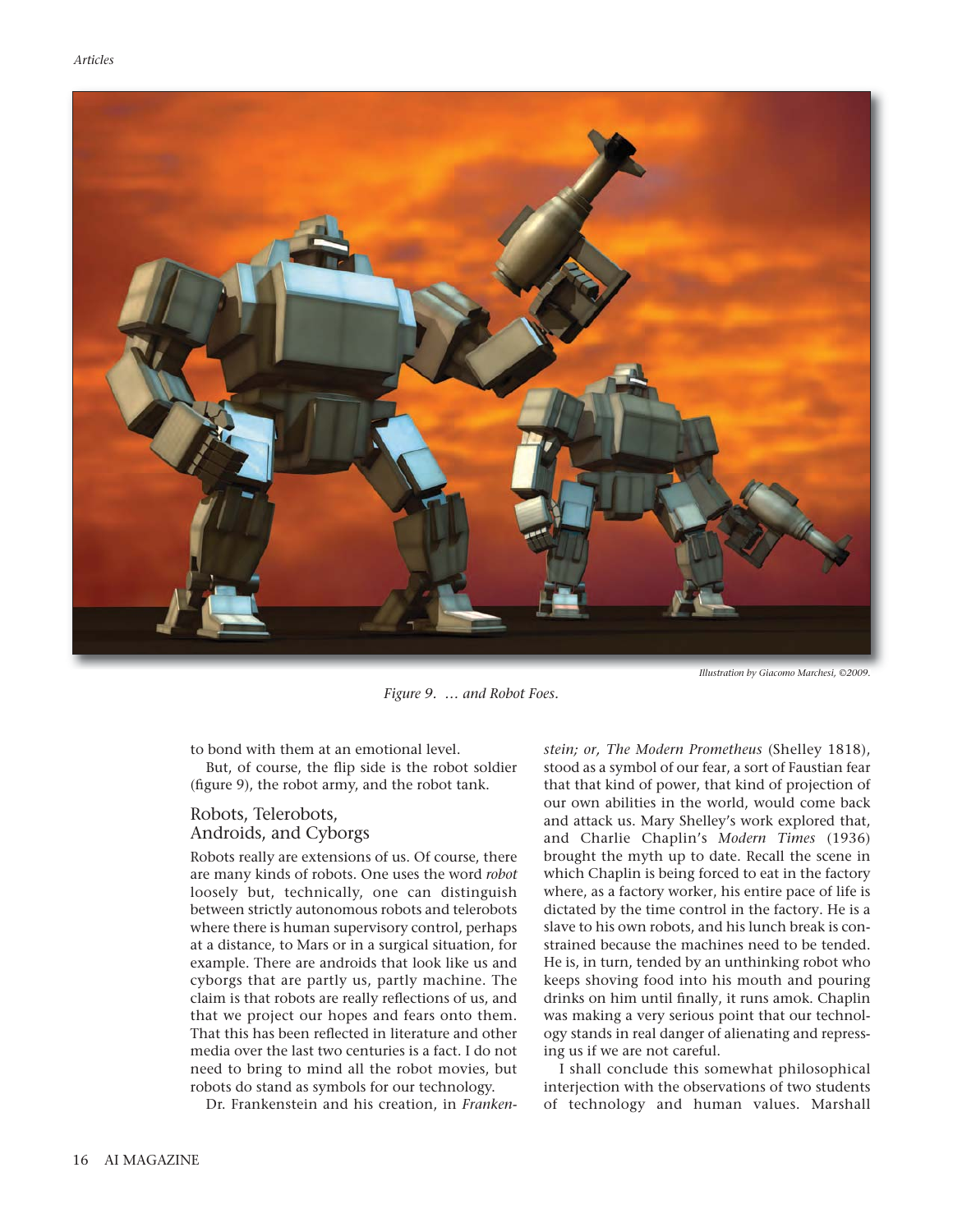Illustration by Giacomo Marchesi, ©2009.

*Figure 9. … and Robot Foes.*

to bond with them at an emotional level.

But, of course, the flip side is the robot soldier (figure 9), the robot army, and the robot tank.

## Robots, Telerobots, Androids, and Cyborgs

Robots really are extensions of us. Of course, there are many kinds of robots. One uses the word *robot* loosely but, technically, one can distinguish between strictly autonomous robots and telerobots where there is human supervisory control, perhaps at a distance, to Mars or in a surgical situation, for example. There are androids that look like us and cyborgs that are partly us, partly machine. The claim is that robots are really reflections of us, and that we project our hopes and fears onto them. That this has been reflected in literature and other media over the last two centuries is a fact. I do not need to bring to mind all the robot movies, but robots do stand as symbols for our technology.

Dr. Frankenstein and his creation, in *Frankenstein; or, The Modern Prometheus* (Shelley 1818), stood as a symbol of our fear, a sort of Faustian fear that that kind of power, that kind of projection of our own abilities in the world, would come back and attack us. Mary Shelley's work explored that, and Charlie Chaplin's *Modern Times* (1936) brought the myth up to date. Recall the scene in which Chaplin is being forced to eat in the factory where, as a factory worker, his entire pace of life is dictated by the time control in the factory. He is a slave to his own robots, and his lunch break is constrained because the machines need to be tended. He is, in turn, tended by an unthinking robot who keeps shoving food into his mouth and pouring drinks on him until finally, it runs amok. Chaplin was making a very serious point that our technology stands in real danger of alienating and repressing us if we are not careful.

I shall conclude this somewhat philosophical interjection with the observations of two students of technology and human values. Marshall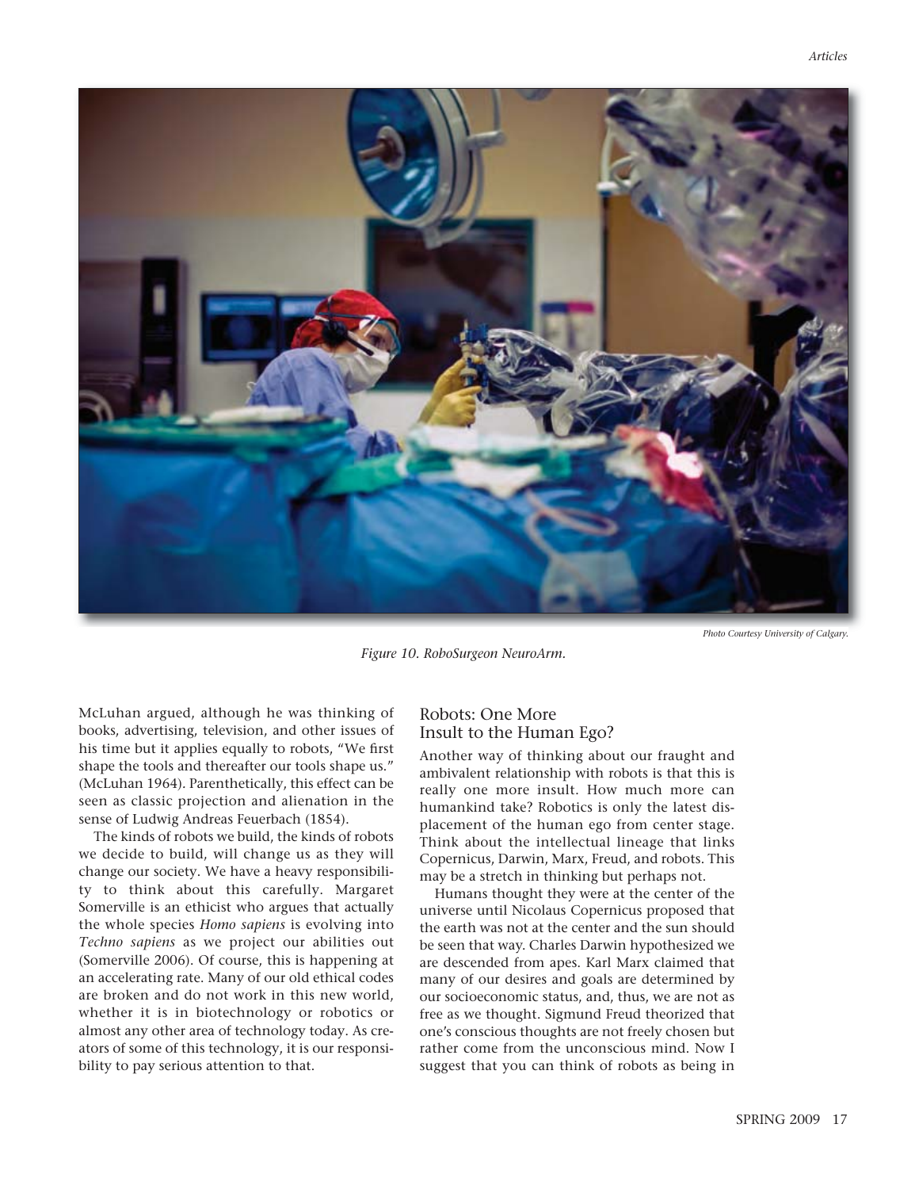Photo Courtesy University of Calgary.

*Figure 10. RoboSurgeon NeuroArm.*

McLuhan argued, although he was thinking of books, advertising, television, and other issues of his time but it applies equally to robots, "We first shape the tools and thereafter our tools shape us." (McLuhan 1964). Parenthetically, this effect can be seen as classic projection and alienation in the sense of Ludwig Andreas Feuerbach (1854).

The kinds of robots we build, the kinds of robots we decide to build, will change us as they will change our society. We have a heavy responsibility to think about this carefully. Margaret Somerville is an ethicist who argues that actually the whole species *Homo sapiens* is evolving into *Techno sapiens* as we project our abilities out (Somerville 2006). Of course, this is happening at an accelerating rate. Many of our old ethical codes are broken and do not work in this new world, whether it is in biotechnology or robotics or almost any other area of technology today. As creators of some of this technology, it is our responsibility to pay serious attention to that.

## Robots: One More Insult to the Human Ego?

Another way of thinking about our fraught and ambivalent relationship with robots is that this is really one more insult. How much more can humankind take? Robotics is only the latest displacement of the human ego from center stage. Think about the intellectual lineage that links Copernicus, Darwin, Marx, Freud, and robots. This may be a stretch in thinking but perhaps not.

Humans thought they were at the center of the universe until Nicolaus Copernicus proposed that the earth was not at the center and the sun should be seen that way. Charles Darwin hypothesized we are descended from apes. Karl Marx claimed that many of our desires and goals are determined by our socioeconomic status, and, thus, we are not as free as we thought. Sigmund Freud theorized that one's conscious thoughts are not freely chosen but rather come from the unconscious mind. Now I suggest that you can think of robots as being in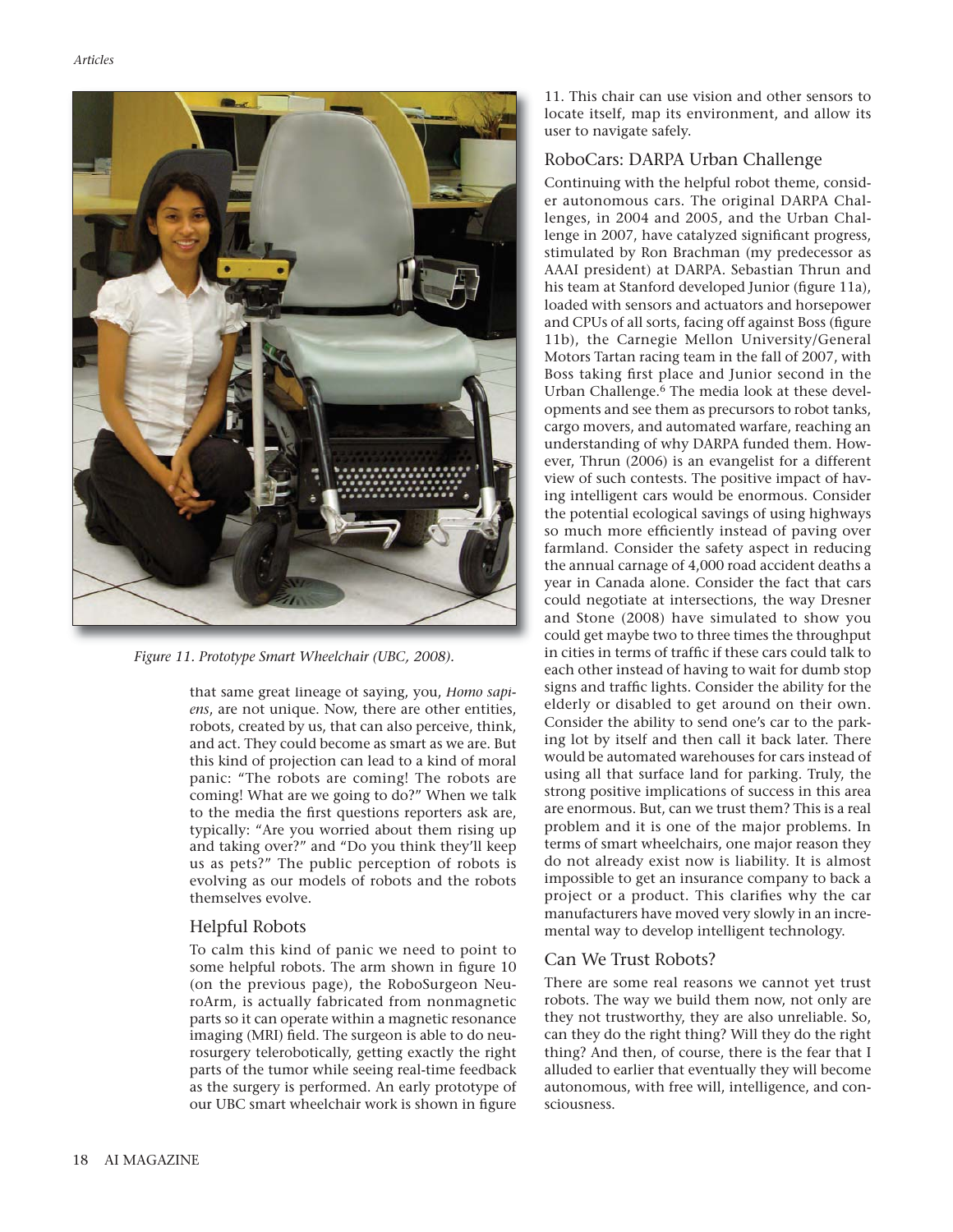Figure 11. Prototype Smart Wheelchair (UBC, 2008).

that same great lineage of saying, you, *Homo sapiens*, are not unique. Now, there are other entities, robots, created by us, that can also perceive, think, and act. They could become as smart as we are. But this kind of projection can lead to a kind of moral panic: "The robots are coming! The robots are coming! What are we going to do?" When we talk to the media the first questions reporters ask are, typically: "Are you worried about them rising up and taking over?" and "Do you think they'll keep us as pets?" The public perception of robots is evolving as our models of robots and the robots themselves evolve.

## Helpful Robots

To calm this kind of panic we need to point to some helpful robots. The arm shown in figure 10 (on the previous page), the RoboSurgeon NeuroArm, is actually fabricated from nonmagnetic parts so it can operate within a magnetic resonance imaging (MRI) field. The surgeon is able to do neurosurgery telerobotically, getting exactly the right parts of the tumor while seeing real-time feedback as the surgery is performed. An early prototype of our UBC smart wheelchair work is shown in figure 11. This chair can use vision and other sensors to locate itself, map its environment, and allow its user to navigate safely.

## RoboCars: DARPA Urban Challenge

Continuing with the helpful robot theme, consider autonomous cars. The original DARPA Challenges, in 2004 and 2005, and the Urban Challenge in 2007, have catalyzed significant progress, stimulated by Ron Brachman (my predecessor as AAAI president) at DARPA. Sebastian Thrun and his team at Stanford developed Junior (figure 11a), loaded with sensors and actuators and horsepower and CPUs of all sorts, facing off against Boss (figure 11b), the Carnegie Mellon University/General Motors Tartan racing team in the fall of 2007, with Boss taking first place and Junior second in the Urban Challenge.[6] The media look at these developments and see them as precursors to robot tanks, cargo movers, and automated warfare, reaching an understanding of why DARPA funded them. However, Thrun (2006) is an evangelist for a different view of such contests. The positive impact of having intelligent cars would be enormous. Consider the potential ecological savings of using highways so much more efficiently instead of paving over farmland. Consider the safety aspect in reducing the annual carnage of 4,000 road accident deaths a year in Canada alone. Consider the fact that cars could negotiate at intersections, the way Dresner and Stone (2008) have simulated to show you could get maybe two to three times the throughput in cities in terms of traffic if these cars could talk to each other instead of having to wait for dumb stop signs and traffic lights. Consider the ability for the elderly or disabled to get around on their own. Consider the ability to send one's car to the parking lot by itself and then call it back later. There would be automated warehouses for cars instead of using all that surface land for parking. Truly, the strong positive implications of success in this area are enormous. But, can we trust them? This is a real problem and it is one of the major problems. In terms of smart wheelchairs, one major reason they do not already exist now is liability. It is almost impossible to get an insurance company to back a project or a product. This clarifies why the car manufacturers have moved very slowly in an incremental way to develop intelligent technology.

## Can We Trust Robots?

There are some real reasons we cannot yet trust robots. The way we build them now, not only are they not trustworthy, they are also unreliable. So, can they do the right thing? Will they do the right thing? And then, of course, there is the fear that I alluded to earlier that eventually they will become autonomous, with free will, intelligence, and consciousness.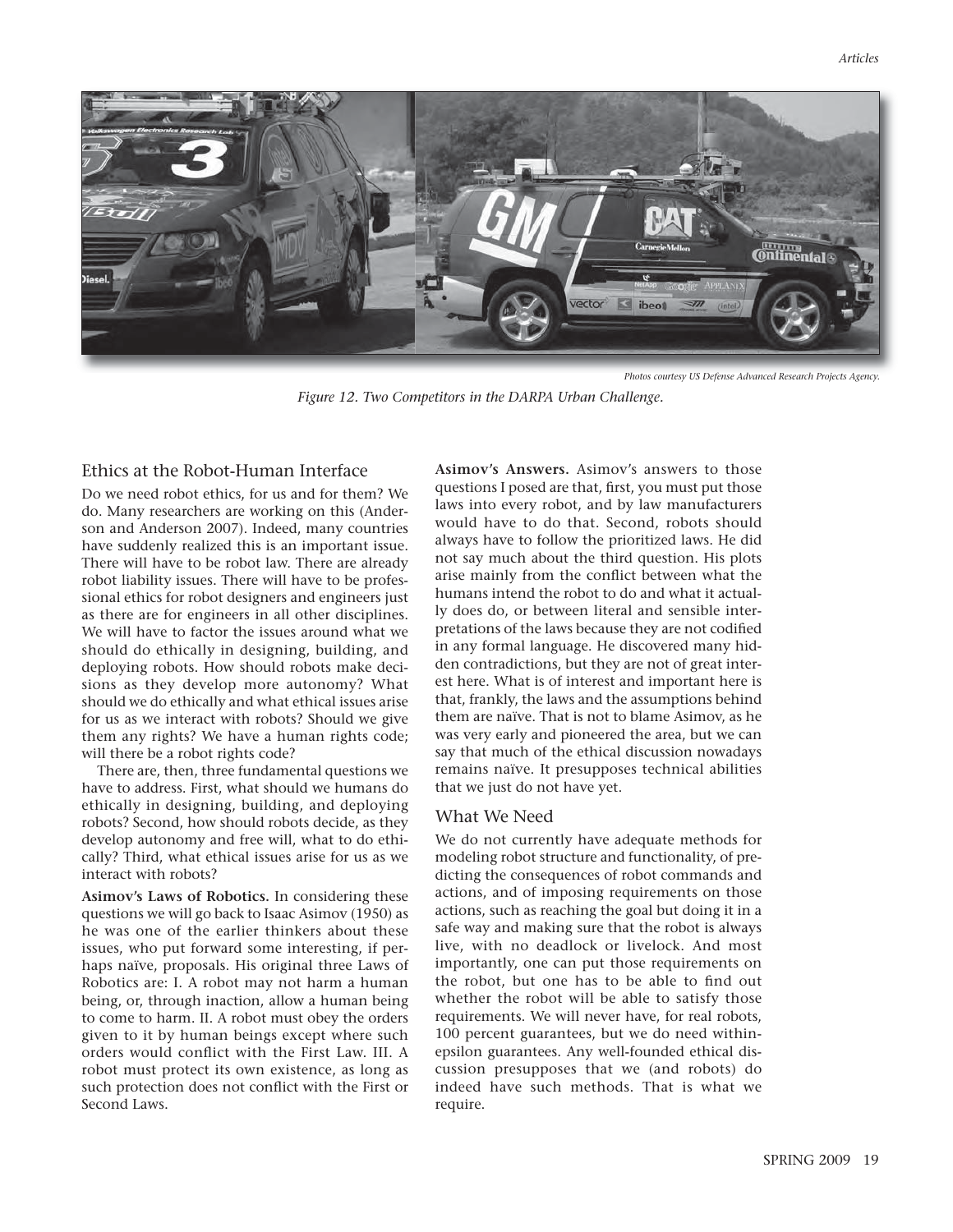*Photos courtesy US Defense Advanced Research Projects Agency.*

*Figure 12. Two Competitors in the DARPA Urban Challenge.*

## Ethics at the Robot-Human Interface

Do we need robot ethics, for us and for them? We do. Many researchers are working on this (Anderson and Anderson 2007). Indeed, many countries have suddenly realized this is an important issue. There will have to be robot law. There are already robot liability issues. There will have to be professional ethics for robot designers and engineers just as there are for engineers in all other disciplines. We will have to factor the issues around what we should do ethically in designing, building, and deploying robots. How should robots make decisions as they develop more autonomy? What should we do ethically and what ethical issues arise for us as we interact with robots? Should we give them any rights? We have a human rights code; will there be a robot rights code?

There are, then, three fundamental questions we have to address. First, what should we humans do ethically in designing, building, and deploying robots? Second, how should robots decide, as they develop autonomy and free will, what to do ethically? Third, what ethical issues arise for us as we interact with robots?

**Asimov's Laws of Robotics.** In considering these questions we will go back to Isaac Asimov (1950) as he was one of the earlier thinkers about these issues, who put forward some interesting, if perhaps naïve, proposals. His original three Laws of Robotics are: I. A robot may not harm a human being, or, through inaction, allow a human being to come to harm. II. A robot must obey the orders given to it by human beings except where such orders would conflict with the First Law. III. A robot must protect its own existence, as long as such protection does not conflict with the First or Second Laws.

**Asimov's Answers.** Asimov's answers to those questions I posed are that, first, you must put those laws into every robot, and by law manufacturers would have to do that. Second, robots should always have to follow the prioritized laws. He did not say much about the third question. His plots arise mainly from the conflict between what the humans intend the robot to do and what it actually does do, or between literal and sensible interpretations of the laws because they are not codified in any formal language. He discovered many hidden contradictions, but they are not of great interest here. What is of interest and important here is that, frankly, the laws and the assumptions behind them are naïve. That is not to blame Asimov, as he was very early and pioneered the area, but we can say that much of the ethical discussion nowadays remains naïve. It presupposes technical abilities that we just do not have yet.

## What We Need

We do not currently have adequate methods for modeling robot structure and functionality, of predicting the consequences of robot commands and actions, and of imposing requirements on those actions, such as reaching the goal but doing it in a safe way and making sure that the robot is always live, with no deadlock or livelock. And most importantly, one can put those requirements on the robot, but one has to be able to find out whether the robot will be able to satisfy those requirements. We will never have, for real robots, 100 percent guarantees, but we do need within-epsilon guarantees. Any well-founded ethical discussion presupposes that we (and robots) do indeed have such methods. That is what we require.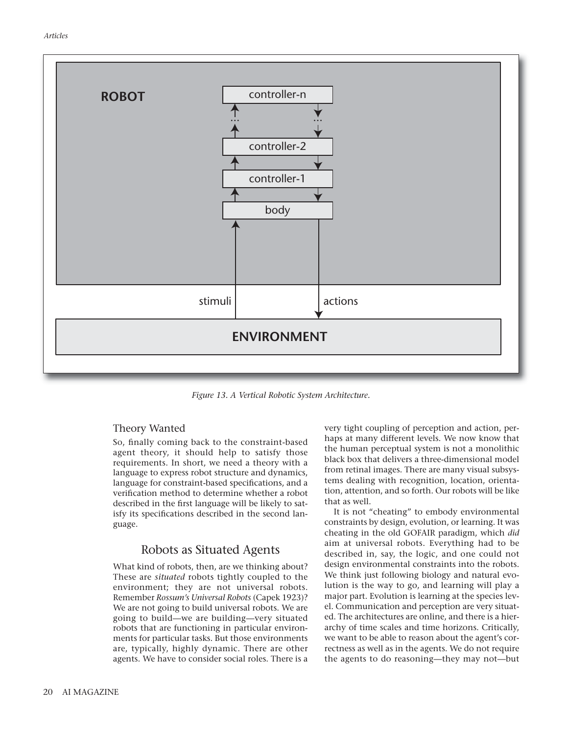Figure 13. A Vertical Robotic System Architecture.

### Theory Wanted

So, finally coming back to the constraint-based agent theory, it should help to satisfy those requirements. In short, we need a theory with a language to express robot structure and dynamics, language for constraint-based specifications, and a verification method to determine whether a robot described in the first language will be likely to satisfy its specifications described in the second language.

## Robots as Situated Agents

What kind of robots, then, are we thinking about? These are *situated* robots tightly coupled to the environment; they are not universal robots. Remember *Rossum's Universal Robots* (Capek 1923)? We are not going to build universal robots. We are going to build—we are building—very situated robots that are functioning in particular environments for particular tasks. But those environments are, typically, highly dynamic. There are other agents. We have to consider social roles. There is a very tight coupling of perception and action, perhaps at many different levels. We now know that the human perceptual system is not a monolithic black box that delivers a three-dimensional model from retinal images. There are many visual subsystems dealing with recognition, location, orientation, attention, and so forth. Our robots will be like that as well.

It is not "cheating" to embody environmental constraints by design, evolution, or learning. It was cheating in the old GOFAIR paradigm, which *did* aim at universal robots. Everything had to be described in, say, the logic, and one could not design environmental constraints into the robots. We think just following biology and natural evolution is the way to go, and learning will play a major part. Evolution is learning at the species level. Communication and perception are very situated. The architectures are online, and there is a hierarchy of time scales and time horizons. Critically, we want to be able to reason about the agent's correctness as well as in the agents. We do not require the agents to do reasoning—they may not—but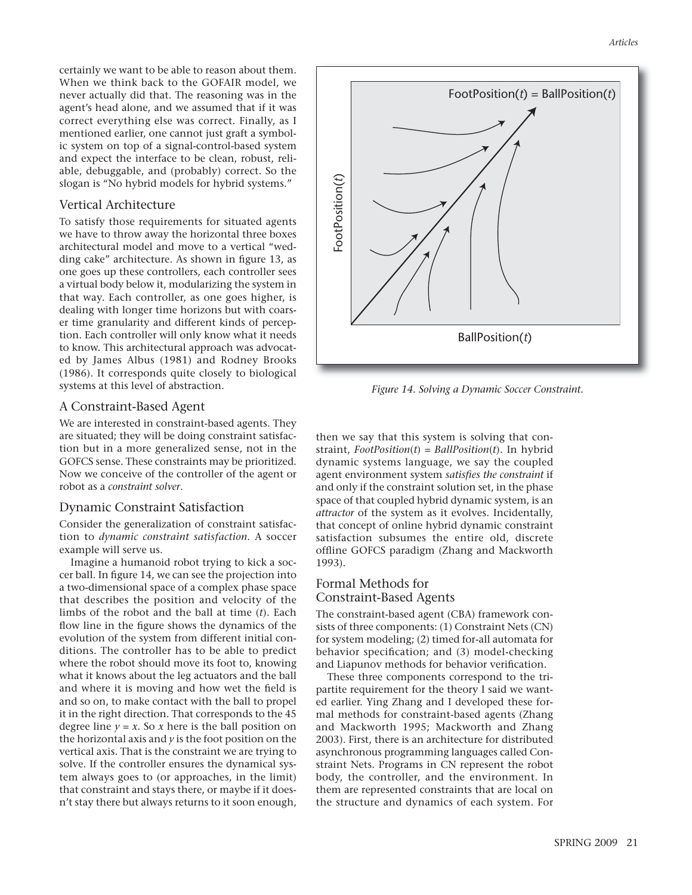certainly we want to be able to reason about them. When we think back to the GOFAIR model, we never actually did that. The reasoning was in the agent's head alone, and we assumed that if it was correct everything else was correct. Finally, as I mentioned earlier, one cannot just graft a symbolic system on top of a signal-control-based system and expect the interface to be clean, robust, reliable, debuggable, and (probably) correct. So the slogan is "No hybrid models for hybrid systems."

## Vertical Architecture

To satisfy those requirements for situated agents we have to throw away the horizontal three boxes architectural model and move to a vertical "wedding cake" architecture. As shown in figure 13, as one goes up these controllers, each controller sees a virtual body below it, modularizing the system in that way. Each controller, as one goes higher, is dealing with longer time horizons but with coarser time granularity and different kinds of perception. Each controller will only know what it needs to know. This architectural approach was advocated by James Albus (1981) and Rodney Brooks (1986). It corresponds quite closely to biological systems at this level of abstraction.

## A Constraint-Based Agent

We are interested in constraint-based agents. They are situated; they will be doing constraint satisfaction but in a more generalized sense, not in the GOFCS sense. These constraints may be prioritized. Now we conceive of the controller of the agent or robot as a *constraint solver*.

## Dynamic Constraint Satisfaction

Consider the generalization of constraint satisfaction to *dynamic constraint satisfaction*. A soccer example will serve us.

Imagine a humanoid robot trying to kick a soccer ball. In figure 14, we can see the projection into a two-dimensional space of a complex phase space that describes the position and velocity of the limbs of the robot and the ball at time ($t$). Each flow line in the figure shows the dynamics of the evolution of the system from different initial conditions. The controller has to be able to predict where the robot should move its foot to, knowing what it knows about the leg actuators and the ball and where it is moving and how wet the field is and so on, to make contact with the ball to propel it in the right direction. That corresponds to the 45 degree line $y = x$. So $x$ here is the ball position on the horizontal axis and $y$ is the foot position on the vertical axis. That is the constraint we are trying to solve. If the controller ensures the dynamical system always goes to (or approaches, in the limit) that constraint and stays there, or maybe if it doesn't stay there but always returns to it soon enough, then we say that this system is solving that constraint, $FootPosition(t) = BallPosition(t)$. In hybrid dynamic systems language, we say the coupled agent environment system *satisfies the constraint* if and only if the constraint solution set, in the phase space of that coupled hybrid dynamic system, is an *attractor* of the system as it evolves. Incidentally, that concept of online hybrid dynamic constraint satisfaction subsumes the entire old, discrete offline GOFCS paradigm (Zhang and Mackworth 1993).

*Figure 14. Solving a Dynamic Soccer Constraint.*

## Formal Methods for Constraint-Based Agents

The constraint-based agent (CBA) framework consists of three components: (1) Constraint Nets (CN) for system modeling; (2) timed for-all automata for behavior specification; and (3) model-checking and Liapunov methods for behavior verification.

These three components correspond to the tripartite requirement for the theory I said we wanted earlier. Ying Zhang and I developed these formal methods for constraint-based agents (Zhang and Mackworth 1995; Mackworth and Zhang 2003). First, there is an architecture for distributed asynchronous programming languages called Constraint Nets. Programs in CN represent the robot body, the controller, and the environment. In them are represented constraints that are local on the structure and dynamics of each system. For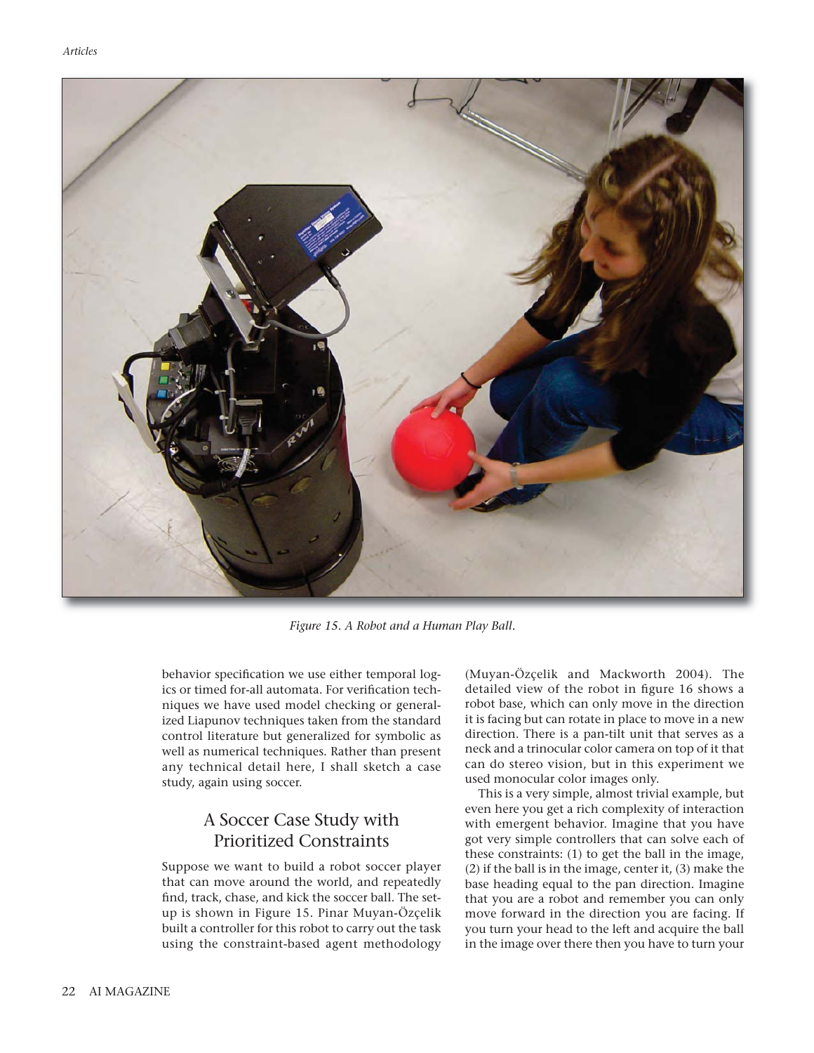Figure 15. A Robot and a Human Play Ball.

behavior specification we use either temporal logics or timed for-all automata. For verification techniques we have used model checking or generalized Liapunov techniques taken from the standard control literature but generalized for symbolic as well as numerical techniques. Rather than present any technical detail here, I shall sketch a case study, again using soccer.

## A Soccer Case Study with Prioritized Constraints

Suppose we want to build a robot soccer player that can move around the world, and repeatedly find, track, chase, and kick the soccer ball. The setup is shown in Figure 15. Pinar Muyan-Özçelik built a controller for this robot to carry out the task using the constraint-based agent methodology (Muyan-Özçelik and Mackworth 2004). The detailed view of the robot in figure 16 shows a robot base, which can only move in the direction it is facing but can rotate in place to move in a new direction. There is a pan-tilt unit that serves as a neck and a trinocular color camera on top of it that can do stereo vision, but in this experiment we used monocular color images only.

This is a very simple, almost trivial example, but even here you get a rich complexity of interaction with emergent behavior. Imagine that you have got very simple controllers that can solve each of these constraints: (1) to get the ball in the image, (2) if the ball is in the image, center it, (3) make the base heading equal to the pan direction. Imagine that you are a robot and remember you can only move forward in the direction you are facing. If you turn your head to the left and acquire the ball in the image over there then you have to turn your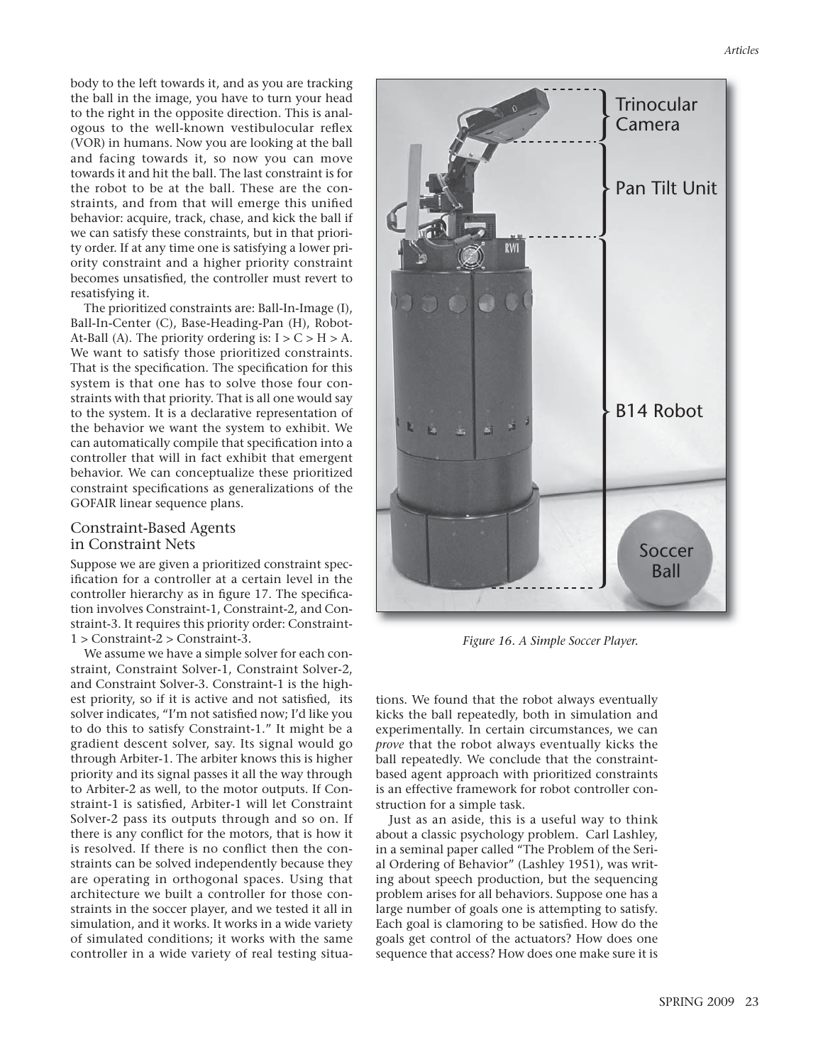body to the left towards it, and as you are tracking the ball in the image, you have to turn your head to the right in the opposite direction. This is analogous to the well-known vestibulocular reflex (VOR) in humans. Now you are looking at the ball and facing towards it, so now you can move towards it and hit the ball. The last constraint is for the robot to be at the ball. These are the constraints, and from that will emerge this unified behavior: acquire, track, chase, and kick the ball if we can satisfy these constraints, but in that priority order. If at any time one is satisfying a lower priority constraint and a higher priority constraint becomes unsatisfied, the controller must revert to resatisfying it.

The prioritized constraints are: Ball-In-Image (I), Ball-In-Center (C), Base-Heading-Pan (H), Robot-At-Ball (A). The priority ordering is: I > C > H > A. We want to satisfy those prioritized constraints. That is the specification. The specification for this system is that one has to solve those four constraints with that priority. That is all one would say to the system. It is a declarative representation of the behavior we want the system to exhibit. We can automatically compile that specification into a controller that will in fact exhibit that emergent behavior. We can conceptualize these prioritized constraint specifications as generalizations of the GOFAIR linear sequence plans.

## Constraint-Based Agents in Constraint Nets

Suppose we are given a prioritized constraint specification for a controller at a certain level in the controller hierarchy as in figure 17. The specification involves Constraint-1, Constraint-2, and Constraint-3. It requires this priority order: Constraint-1 > Constraint-2 > Constraint-3.

We assume we have a simple solver for each constraint, Constraint Solver-1, Constraint Solver-2, and Constraint Solver-3. Constraint-1 is the highest priority, so if it is active and not satisfied, its solver indicates, "I'm not satisfied now; I'd like you to do this to satisfy Constraint-1." It might be a gradient descent solver, say. Its signal would go through Arbiter-1. The arbiter knows this is higher priority and its signal passes it all the way through to Arbiter-2 as well, to the motor outputs. If Constraint-1 is satisfied, Arbiter-1 will let Constraint Solver-2 pass its outputs through and so on. If there is any conflict for the motors, that is how it is resolved. If there is no conflict then the constraints can be solved independently because they are operating in orthogonal spaces. Using that architecture we built a controller for those constraints in the soccer player, and we tested it all in simulation, and it works. It works in a wide variety of simulated conditions; it works with the same controller in a wide variety of real testing situations. We found that the robot always eventually kicks the ball repeatedly, both in simulation and experimentally. In certain circumstances, we can *prove* that the robot always eventually kicks the ball repeatedly. We conclude that the constraint-based agent approach with prioritized constraints is an effective framework for robot controller construction for a simple task.

Trinocular Camera

Pan Tilt Unit

B14 Robot

Soccer Ball

*Figure 16. A Simple Soccer Player.*

Just as an aside, this is a useful way to think about a classic psychology problem. Carl Lashley, in a seminal paper called "The Problem of the Serial Ordering of Behavior" (Lashley 1951), was writing about speech production, but the sequencing problem arises for all behaviors. Suppose one has a large number of goals one is attempting to satisfy. Each goal is clamoring to be satisfied. How do the goals get control of the actuators? How does one sequence that access? How does one make sure it is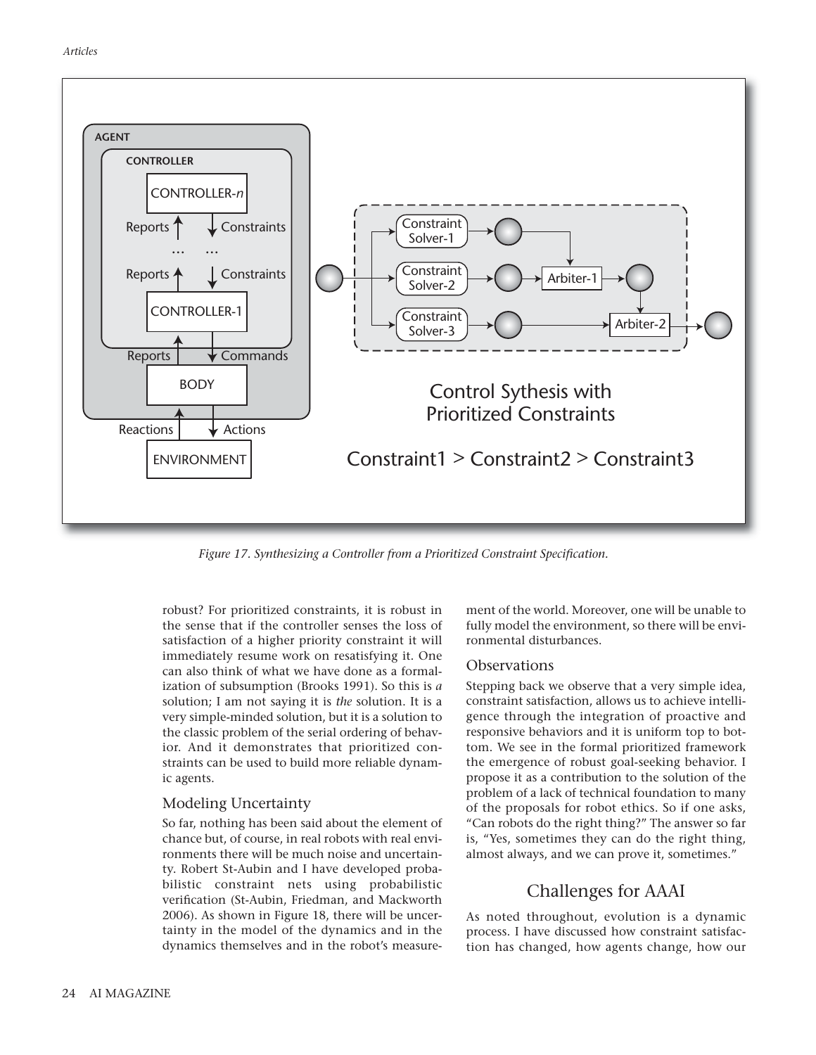Figure 17. Synthesizing a Controller from a Prioritized Constraint Specification.

robust? For prioritized constraints, it is robust in the sense that if the controller senses the loss of satisfaction of a higher priority constraint it will immediately resume work on resatisfying it. One can also think of what we have done as a formalization of subsumption (Brooks 1991). So this is *a* solution; I am not saying it is *the* solution. It is a very simple-minded solution, but it is a solution to the classic problem of the serial ordering of behavior. And it demonstrates that prioritized constraints can be used to build more reliable dynamic agents.

### Modeling Uncertainty

So far, nothing has been said about the element of chance but, of course, in real robots with real environments there will be much noise and uncertainty. Robert St-Aubin and I have developed probabilistic constraint nets using probabilistic verification (St-Aubin, Friedman, and Mackworth 2006). As shown in Figure 18, there will be uncertainty in the model of the dynamics and in the dynamics themselves and in the robot's measurement of the world. Moreover, one will be unable to fully model the environment, so there will be environmental disturbances.

### Observations

Stepping back we observe that a very simple idea, constraint satisfaction, allows us to achieve intelligence through the integration of proactive and responsive behaviors and it is uniform top to bottom. We see in the formal prioritized framework the emergence of robust goal-seeking behavior. I propose it as a contribution to the solution of the problem of a lack of technical foundation to many of the proposals for robot ethics. So if one asks, "Can robots do the right thing?" The answer so far is, "Yes, sometimes they can do the right thing, almost always, and we can prove it, sometimes."

## Challenges for AAAI

As noted throughout, evolution is a dynamic process. I have discussed how constraint satisfaction has changed, how agents change, how our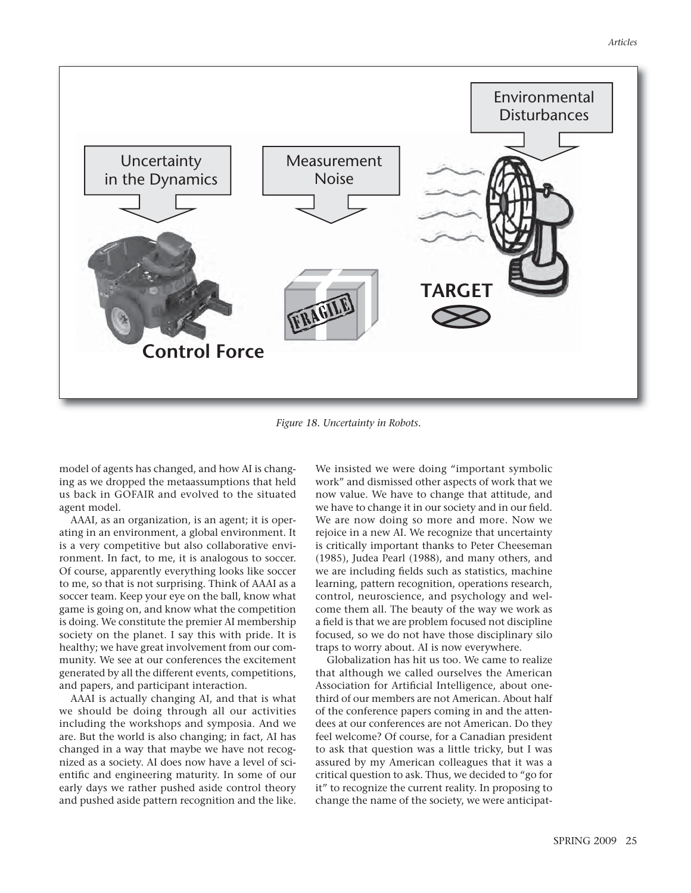Figure 18. Uncertainty in Robots.

model of agents has changed, and how AI is changing as we dropped the metaassumptions that held us back in GOFAIR and evolved to the situated agent model.

AAAI, as an organization, is an agent; it is operating in an environment, a global environment. It is a very competitive but also collaborative environment. In fact, to me, it is analogous to soccer. Of course, apparently everything looks like soccer to me, so that is not surprising. Think of AAAI as a soccer team. Keep your eye on the ball, know what game is going on, and know what the competition is doing. We constitute the premier AI membership society on the planet. I say this with pride. It is healthy; we have great involvement from our community. We see at our conferences the excitement generated by all the different events, competitions, and papers, and participant interaction.

AAAI is actually changing AI, and that is what we should be doing through all our activities including the workshops and symposia. And we are. But the world is also changing; in fact, AI has changed in a way that maybe we have not recognized as a society. AI does now have a level of scientific and engineering maturity. In some of our early days we rather pushed aside control theory and pushed aside pattern recognition and the like. We insisted we were doing "important symbolic work" and dismissed other aspects of work that we now value. We have to change that attitude, and we have to change it in our society and in our field. We are now doing so more and more. Now we rejoice in a new AI. We recognize that uncertainty is critically important thanks to Peter Cheeseman (1985), Judea Pearl (1988), and many others, and we are including fields such as statistics, machine learning, pattern recognition, operations research, control, neuroscience, and psychology and welcome them all. The beauty of the way we work as a field is that we are problem focused not discipline focused, so we do not have those disciplinary silo traps to worry about. AI is now everywhere.

Globalization has hit us too. We came to realize that although we called ourselves the American Association for Artificial Intelligence, about one-third of our members are not American. About half of the conference papers coming in and the attendees at our conferences are not American. Do they feel welcome? Of course, for a Canadian president to ask that question was a little tricky, but I was assured by my American colleagues that it was a critical question to ask. Thus, we decided to "go for it" to recognize the current reality. In proposing to change the name of the society, we were anticipat-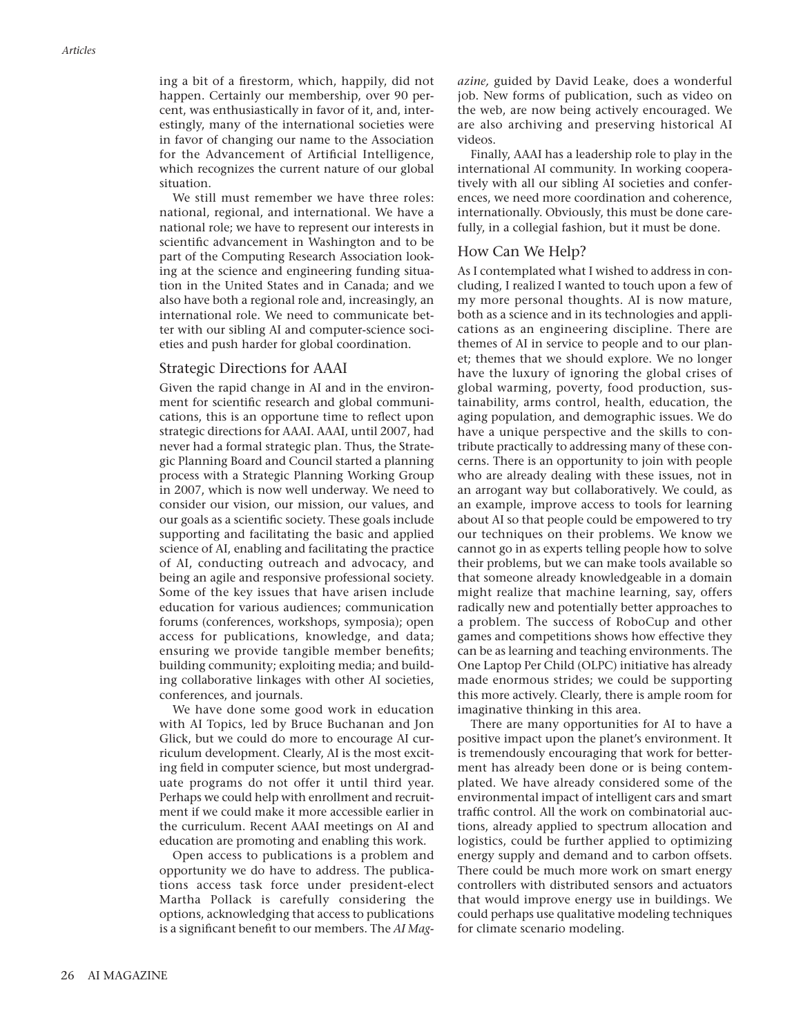ing a bit of a firestorm, which, happily, did not happen. Certainly our membership, over 90 percent, was enthusiastically in favor of it, and, interestingly, many of the international societies were in favor of changing our name to the Association for the Advancement of Artificial Intelligence, which recognizes the current nature of our global situation.

We still must remember we have three roles: national, regional, and international. We have a national role; we have to represent our interests in scientific advancement in Washington and to be part of the Computing Research Association looking at the science and engineering funding situation in the United States and in Canada; and we also have both a regional role and, increasingly, an international role. We need to communicate better with our sibling AI and computer-science societies and push harder for global coordination.

## Strategic Directions for AAAI

Given the rapid change in AI and in the environment for scientific research and global communications, this is an opportune time to reflect upon strategic directions for AAAI. AAAI, until 2007, had never had a formal strategic plan. Thus, the Strategic Planning Board and Council started a planning process with a Strategic Planning Working Group in 2007, which is now well underway. We need to consider our vision, our mission, our values, and our goals as a scientific society. These goals include supporting and facilitating the basic and applied science of AI, enabling and facilitating the practice of AI, conducting outreach and advocacy, and being an agile and responsive professional society. Some of the key issues that have arisen include education for various audiences; communication forums (conferences, workshops, symposia); open access for publications, knowledge, and data; ensuring we provide tangible member benefits; building community; exploiting media; and building collaborative linkages with other AI societies, conferences, and journals.

We have done some good work in education with AI Topics, led by Bruce Buchanan and Jon Glick, but we could do more to encourage AI curriculum development. Clearly, AI is the most exciting field in computer science, but most undergraduate programs do not offer it until third year. Perhaps we could help with enrollment and recruitment if we could make it more accessible earlier in the curriculum. Recent AAAI meetings on AI and education are promoting and enabling this work.

Open access to publications is a problem and opportunity we do have to address. The publications access task force under president-elect Martha Pollack is carefully considering the options, acknowledging that access to publications is a significant benefit to our members. The *AI Magazine,* guided by David Leake, does a wonderful job. New forms of publication, such as video on the web, are now being actively encouraged. We are also archiving and preserving historical AI videos.

Finally, AAAI has a leadership role to play in the international AI community. In working cooperatively with all our sibling AI societies and conferences, we need more coordination and coherence, internationally. Obviously, this must be done carefully, in a collegial fashion, but it must be done.

## How Can We Help?

As I contemplated what I wished to address in concluding, I realized I wanted to touch upon a few of my more personal thoughts. AI is now mature, both as a science and in its technologies and applications as an engineering discipline. There are themes of AI in service to people and to our planet; themes that we should explore. We no longer have the luxury of ignoring the global crises of global warming, poverty, food production, sustainability, arms control, health, education, the aging population, and demographic issues. We do have a unique perspective and the skills to contribute practically to addressing many of these concerns. There is an opportunity to join with people who are already dealing with these issues, not in an arrogant way but collaboratively. We could, as an example, improve access to tools for learning about AI so that people could be empowered to try our techniques on their problems. We know we cannot go in as experts telling people how to solve their problems, but we can make tools available so that someone already knowledgeable in a domain might realize that machine learning, say, offers radically new and potentially better approaches to a problem. The success of RoboCup and other games and competitions shows how effective they can be as learning and teaching environments. The One Laptop Per Child (OLPC) initiative has already made enormous strides; we could be supporting this more actively. Clearly, there is ample room for imaginative thinking in this area.

There are many opportunities for AI to have a positive impact upon the planet's environment. It is tremendously encouraging that work for betterment has already been done or is being contemplated. We have already considered some of the environmental impact of intelligent cars and smart traffic control. All the work on combinatorial auctions, already applied to spectrum allocation and logistics, could be further applied to optimizing energy supply and demand and to carbon offsets. There could be much more work on smart energy controllers with distributed sensors and actuators that would improve energy use in buildings. We could perhaps use qualitative modeling techniques for climate scenario modeling.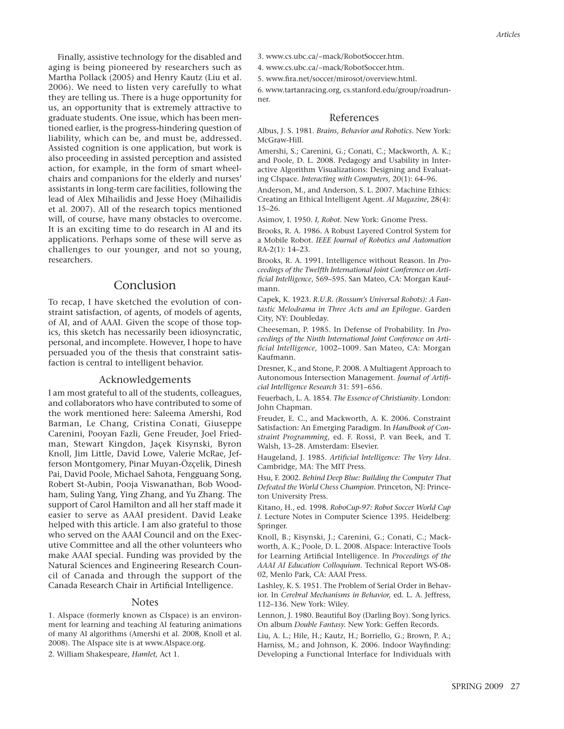Finally, assistive technology for the disabled and aging is being pioneered by researchers such as Martha Pollack (2005) and Henry Kautz (Liu et al. 2006). We need to listen very carefully to what they are telling us. There is a huge opportunity for us, an opportunity that is extremely attractive to graduate students. One issue, which has been mentioned earlier, is the progress-hindering question of liability, which can be, and must be, addressed. Assisted cognition is one application, but work is also proceeding in assisted perception and assisted action, for example, in the form of smart wheelchairs and companions for the elderly and nurses' assistants in long-term care facilities, following the lead of Alex Mihailidis and Jesse Hoey (Mihailidis et al. 2007). All of the research topics mentioned will, of course, have many obstacles to overcome. It is an exciting time to do research in AI and its applications. Perhaps some of these will serve as challenges to our younger, and not so young, researchers.

## Conclusion

To recap, I have sketched the evolution of constraint satisfaction, of agents, of models of agents, of AI, and of AAAI. Given the scope of those topics, this sketch has necessarily been idiosyncratic, personal, and incomplete. However, I hope to have persuaded you of the thesis that constraint satisfaction is central to intelligent behavior.

### Acknowledgements

I am most grateful to all of the students, colleagues, and collaborators who have contributed to some of the work mentioned here: Saleema Amershi, Rod Barman, Le Chang, Cristina Conati, Giuseppe Carenini, Pooyan Fazli, Gene Freuder, Joel Friedman, Stewart Kingdon, Jaçek Kisynski, Byron Knoll, Jim Little, David Lowe, Valerie McRae, Jefferson Montgomery, Pinar Muyan-Özçelik, Dinesh Pai, David Poole, Michael Sahota, Fengguang Song, Robert St-Aubin, Pooja Viswanathan, Bob Woodham, Suling Yang, Ying Zhang, and Yu Zhang. The support of Carol Hamilton and all her staff made it easier to serve as AAAI president. David Leake helped with this article. I am also grateful to those who served on the AAAI Council and on the Executive Committee and all the other volunteers who make AAAI special. Funding was provided by the Natural Sciences and Engineering Research Council of Canada and through the support of the Canada Research Chair in Artificial Intelligence.

### Notes

1. AIspace (formerly known as CIspace) is an environment for learning and teaching AI featuring animations of many AI algorithms (Amershi et al. 2008, Knoll et al. 2008). The AIspace site is at www.AIspace.org.

2. William Shakespeare, *Hamlet,* Act 1.

3. www.cs.ubc.ca/~mack/RobotSoccer.htm.

4. www.cs.ubc.ca/~mack/RobotSoccer.htm.

5. www.fira.net/soccer/mirosot/overview.html.

6. www.tartanracing.org, cs.stanford.edu/group/roadrunner.

### References

Albus, J. S. 1981. *Brains, Behavior and Robotics*. New York: McGraw-Hill.

Amershi, S.; Carenini, G.; Conati, C.; Mackworth, A. K.; and Poole, D. L. 2008. Pedagogy and Usability in Interactive Algorithm Visualizations: Designing and Evaluating CIspace. *Interacting with Computers*, 20(1): 64–96.

Anderson, M., and Anderson, S. L. 2007. Machine Ethics: Creating an Ethical Intelligent Agent. *AI Magazine*, 28(4): 15–26.

Asimov, I. 1950. *I, Robot*. New York: Gnome Press.

Brooks, R. A. 1986. A Robust Layered Control System for a Mobile Robot. *IEEE Journal of Robotics and Automation* RA-2(1): 14–23.

Brooks, R. A. 1991. Intelligence without Reason. In *Proceedings of the Twelfth International Joint Conference on Artificial Intelligence*, 569–595. San Mateo, CA: Morgan Kaufmann.

Capek, K. 1923. *R.U.R. (Rossum's Universal Robots): A Fantastic Melodrama in Three Acts and an Epilogue*. Garden City, NY: Doubleday.

Cheeseman, P. 1985. In Defense of Probability. In *Proceedings of the Ninth International Joint Conference on Artificial Intelligence*, 1002–1009. San Mateo, CA: Morgan Kaufmann.

Dresner, K., and Stone, P. 2008. A Multiagent Approach to Autonomous Intersection Management. *Journal of Artificial Intelligence Research* 31: 591–656.

Feuerbach, L. A. 1854. *The Essence of Christianity*. London: John Chapman.

Freuder, E. C., and Mackworth, A. K. 2006. Constraint Satisfaction: An Emerging Paradigm. In *Handbook of Constraint Programming,* ed. F. Rossi, P. van Beek, and T. Walsh, 13–28. Amsterdam: Elsevier.

Haugeland, J. 1985. *Artificial Intelligence: The Very Idea*. Cambridge, MA: The MIT Press.

Hsu, F. 2002. *Behind Deep Blue: Building the Computer That Defeated the World Chess Champion*. Princeton, NJ: Princeton University Press.

Kitano, H., ed. 1998. *RoboCup-97: Robot Soccer World Cup I*. Lecture Notes in Computer Science 1395. Heidelberg: Springer.

Knoll, B.; Kisynski, J.; Carenini, G.; Conati, C.; Mackworth, A. K.; Poole, D. L. 2008. AIspace: Interactive Tools for Learning Artificial Intelligence. In *Proceedings of the AAAI AI Education Colloquium*. Technical Report WS-08-02, Menlo Park, CA: AAAI Press.

Lashley, K. S. 1951. The Problem of Serial Order in Behavior. In *Cerebral Mechanisms in Behavior,* ed. L. A. Jeffress, 112–136. New York: Wiley.

Lennon, J. 1980. Beautiful Boy (Darling Boy). Song lyrics. On album *Double Fantasy.* New York: Geffen Records.

Liu, A. L.; Hile, H.; Kautz, H.; Borriello, G.; Brown, P. A.; Harniss, M.; and Johnson, K. 2006. Indoor Wayfinding: Developing a Functional Interface for Individuals with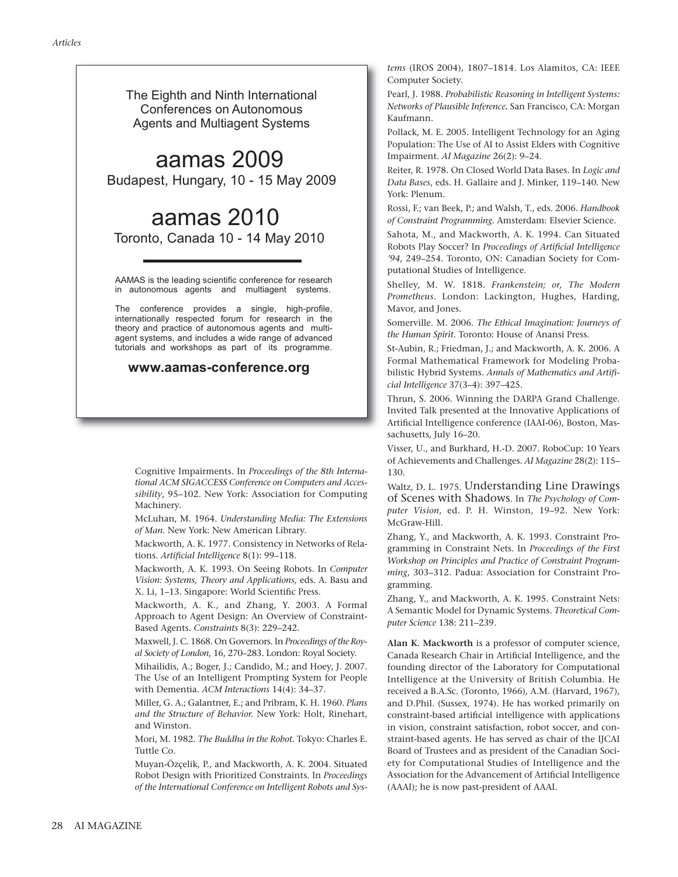The Eighth and Ninth International Conferences on Autonomous Agents and Multiagent Systems

## aamas 2009

Budapest, Hungary, 10 - 15 May 2009

## aamas 2010

Toronto, Canada 10 - 14 May 2010

AAMAS is the leading scientific conference for research in autonomous agents and multiagent systems.

The conference provides a single, high-profile, internationally respected forum for research in the theory and practice of autonomous agents and multiagent systems, and includes a wide range of advanced tutorials and workshops as part of its programme.

**www.aamas-conference.org**

Cognitive Impairments. In *Proceedings of the 8th International ACM SIGACCESS Conference on Computers and Accessibility*, 95–102. New York: Association for Computing Machinery.

McLuhan, M. 1964. *Understanding Media: The Extensions of Man.* New York: New American Library.

Mackworth, A. K. 1977. Consistency in Networks of Relations. *Artificial Intelligence* 8(1): 99–118.

Mackworth, A. K. 1993. On Seeing Robots. In *Computer Vision: Systems, Theory and Applications,* eds. A. Basu and X. Li, 1–13. Singapore: World Scientific Press.

Mackworth, A. K., and Zhang, Y. 2003. A Formal Approach to Agent Design: An Overview of Constraint-Based Agents. *Constraints* 8(3): 229–242.

Maxwell, J. C. 1868. On Governors. In *Proceedings of the Royal Society of London*, 16, 270–283. London: Royal Society.

Mihailidis, A.; Boger, J.; Candido, M.; and Hoey, J. 2007. The Use of an Intelligent Prompting System for People with Dementia. *ACM Interactions* 14(4): 34–37.

Miller, G. A.; Galantner, E.; and Pribram, K. H. 1960. *Plans and the Structure of Behavior.* New York: Holt, Rinehart, and Winston.

Mori, M. 1982. *The Buddha in the Robot*. Tokyo: Charles E. Tuttle Co.

Muyan-Özçelik, P., and Mackworth, A. K. 2004. Situated Robot Design with Prioritized Constraints. In *Proceedings of the International Conference on Intelligent Robots and Systems* (IROS 2004), 1807–1814. Los Alamitos, CA: IEEE Computer Society.

Pearl, J. 1988. *Probabilistic Reasoning in Intelligent Systems: Networks of Plausible Inference.* San Francisco, CA: Morgan Kaufmann.

Pollack, M. E. 2005. Intelligent Technology for an Aging Population: The Use of AI to Assist Elders with Cognitive Impairment. *AI Magazine* 26(2): 9–24.

Reiter, R. 1978. On Closed World Data Bases. In *Logic and Data Bases*, eds. H. Gallaire and J. Minker, 119–140. New York: Plenum.

Rossi, F.; van Beek, P.; and Walsh, T., eds. 2006. *Handbook of Constraint Programming*. Amsterdam: Elsevier Science.

Sahota, M., and Mackworth, A. K. 1994. Can Situated Robots Play Soccer? In *Proceedings of Artificial Intelligence '94*, 249–254. Toronto, ON: Canadian Society for Computational Studies of Intelligence.

Shelley, M. W. 1818. *Frankenstein; or, The Modern Prometheus*. London: Lackington, Hughes, Harding, Mavor, and Jones.

Somerville. M. 2006. *The Ethical Imagination: Journeys of the Human Spirit*. Toronto: House of Anansi Press.

St-Aubin, R.; Friedman, J.; and Mackworth, A. K. 2006. A Formal Mathematical Framework for Modeling Probabilistic Hybrid Systems. *Annals of Mathematics and Artificial Intelligence* 37(3–4): 397–425.

Thrun, S. 2006. Winning the DARPA Grand Challenge. Invited Talk presented at the Innovative Applications of Artificial Intelligence conference (IAAI-06), Boston, Massachusetts, July 16–20.

Visser, U., and Burkhard, H.-D. 2007. RoboCup: 10 Years of Achievements and Challenges. *AI Magazine* 28(2): 115–130.

Waltz, D. L. 1975. Understanding Line Drawings of Scenes with Shadows. In *The Psychology of Computer Vision*, ed. P. H. Winston, 19–92. New York: McGraw-Hill.

Zhang, Y., and Mackworth, A. K. 1993. Constraint Programming in Constraint Nets. In *Proceedings of the First Workshop on Principles and Practice of Constraint Programming*, 303–312. Padua: Association for Constraint Programming.

Zhang, Y., and Mackworth, A. K. 1995. Constraint Nets: A Semantic Model for Dynamic Systems. *Theoretical Computer Science* 138: 211–239.

**Alan K. Mackworth** is a professor of computer science, Canada Research Chair in Artificial Intelligence, and the founding director of the Laboratory for Computational Intelligence at the University of British Columbia. He received a B.A.Sc. (Toronto, 1966), A.M. (Harvard, 1967), and D.Phil. (Sussex, 1974). He has worked primarily on constraint-based artificial intelligence with applications in vision, constraint satisfaction, robot soccer, and constraint-based agents. He has served as chair of the IJCAI Board of Trustees and as president of the Canadian Society for Computational Studies of Intelligence and the Association for the Advancement of Artificial Intelligence (AAAI); he is now past-president of AAAI.